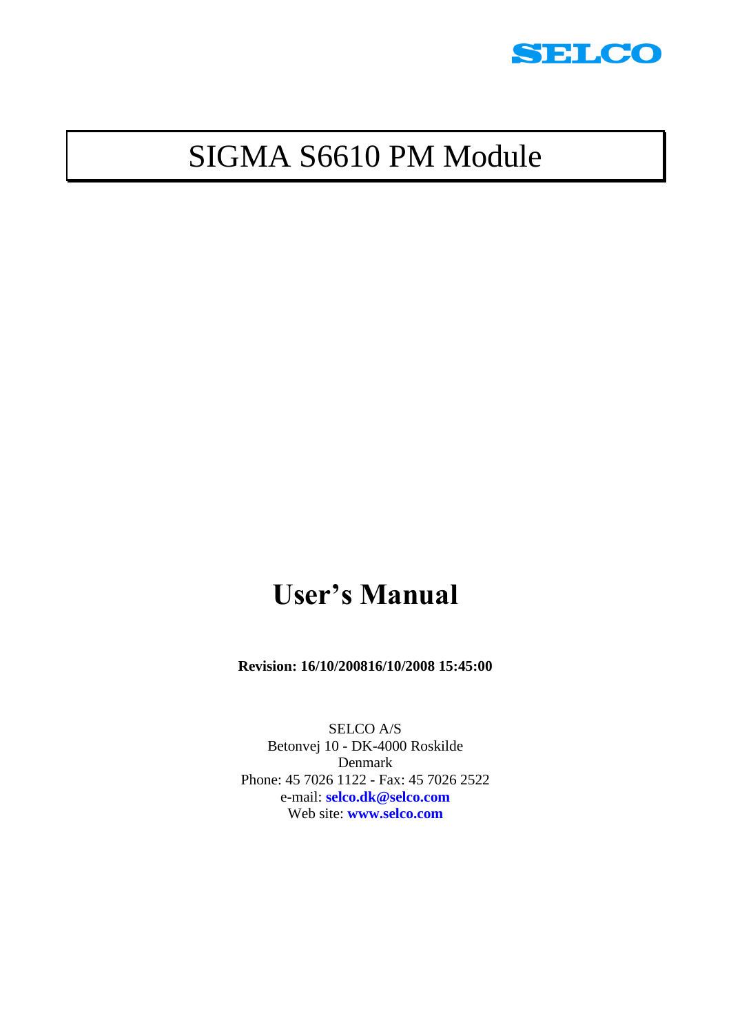SELCO

# SIGMA S6610 PM Module

## User's Manual

**Revision: 16/10/200816/10/2008 15:45:00**

SELCO A/S
Betonvej 10 - DK-4000 Roskilde
Denmark
Phone: 45 7026 1122 - Fax: 45 7026 2522
e-mail: **selco.dk@selco.com**
Web site: **www.selco.com**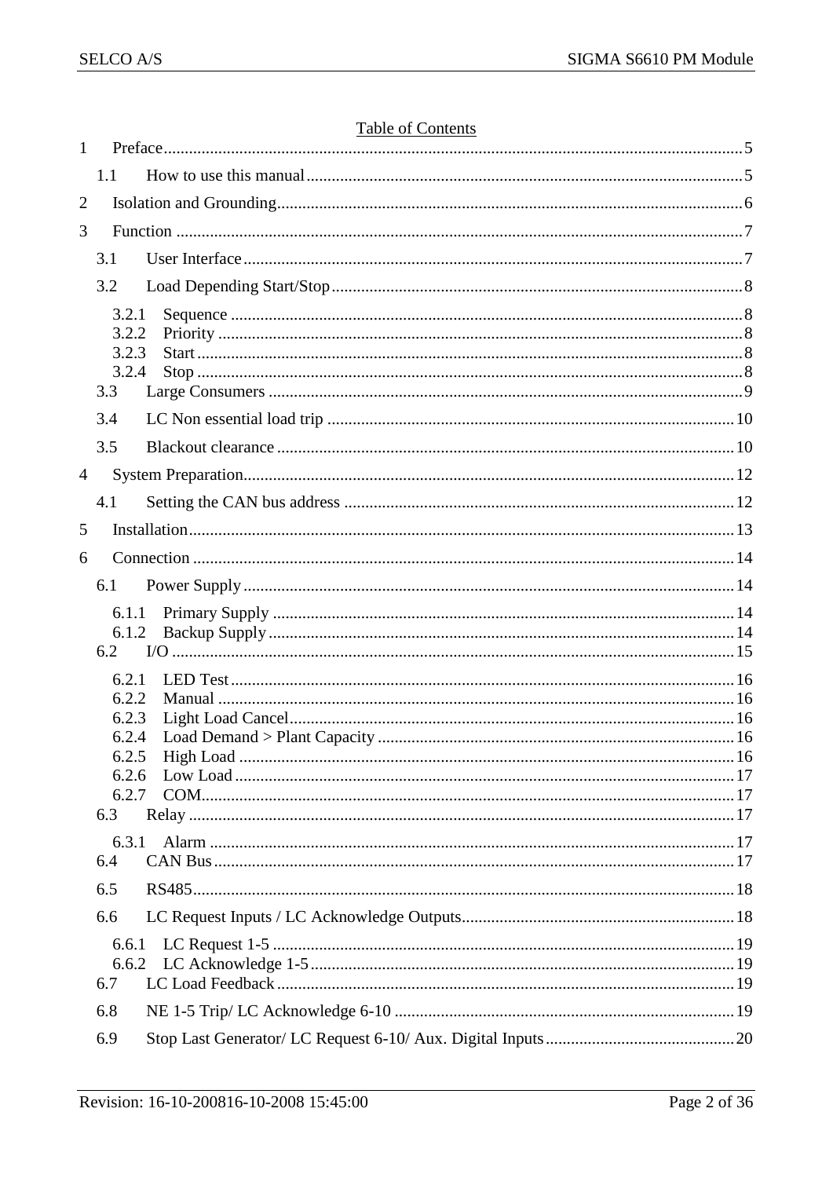# Table of Contents

1 Preface ........ 5
  1.1 How to use this manual ........ 5
2 Isolation and Grounding ........ 6
3 Function ........ 7
  3.1 User Interface ........ 7
  3.2 Load Depending Start/Stop ........ 8
    3.2.1 Sequence ........ 8
    3.2.2 Priority ........ 8
    3.2.3 Start ........ 8
    3.2.4 Stop ........ 8
  3.3 Large Consumers ........ 9
  3.4 LC Non essential load trip ........ 10
  3.5 Blackout clearance ........ 10
4 System Preparation ........ 12
  4.1 Setting the CAN bus address ........ 12
5 Installation ........ 13
6 Connection ........ 14
  6.1 Power Supply ........ 14
    6.1.1 Primary Supply ........ 14
    6.1.2 Backup Supply ........ 14
  6.2 I/O ........ 15
    6.2.1 LED Test ........ 16
    6.2.2 Manual ........ 16
    6.2.3 Light Load Cancel ........ 16
    6.2.4 Load Demand > Plant Capacity ........ 16
    6.2.5 High Load ........ 16
    6.2.6 Low Load ........ 17
    6.2.7 COM ........ 17
  6.3 Relay ........ 17
    6.3.1 Alarm ........ 17
  6.4 CAN Bus ........ 17
  6.5 RS485 ........ 18
  6.6 LC Request Inputs / LC Acknowledge Outputs ........ 18
    6.6.1 LC Request 1-5 ........ 19
    6.6.2 LC Acknowledge 1-5 ........ 19
  6.7 LC Load Feedback ........ 19
  6.8 NE 1-5 Trip/ LC Acknowledge 6-10 ........ 19
  6.9 Stop Last Generator/ LC Request 6-10/ Aux. Digital Inputs ........ 20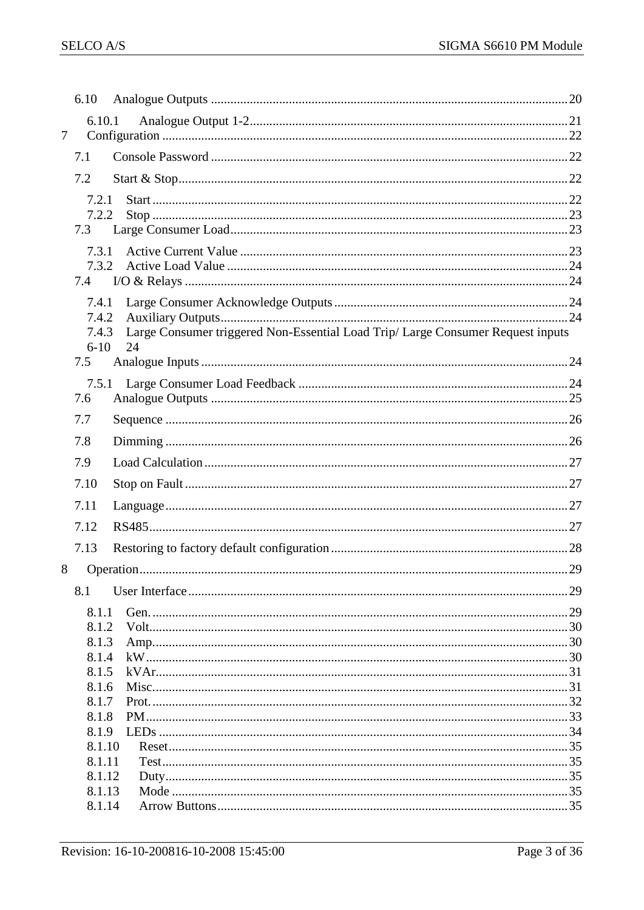6.10 Analogue Outputs ............................................................ 20

6.10.1 Analogue Output 1-2 ............................................................ 21

7 Configuration ............................................................ 22

7.1 Console Password ............................................................ 22

7.2 Start & Stop ............................................................ 22

7.2.1 Start ............................................................ 22

7.2.2 Stop ............................................................ 23

7.3 Large Consumer Load ............................................................ 23

7.3.1 Active Current Value ............................................................ 23

7.3.2 Active Load Value ............................................................ 24

7.4 I/O & Relays ............................................................ 24

7.4.1 Large Consumer Acknowledge Outputs ............................................................ 24

7.4.2 Auxiliary Outputs ............................................................ 24

7.4.3 Large Consumer triggered Non-Essential Load Trip/ Large Consumer Request inputs 6-10 24

7.5 Analogue Inputs ............................................................ 24

7.5.1 Large Consumer Load Feedback ............................................................ 24

7.6 Analogue Outputs ............................................................ 25

7.7 Sequence ............................................................ 26

7.8 Dimming ............................................................ 26

7.9 Load Calculation ............................................................ 27

7.10 Stop on Fault ............................................................ 27

7.11 Language ............................................................ 27

7.12 RS485 ............................................................ 27

7.13 Restoring to factory default configuration ............................................................ 28

8 Operation ............................................................ 29

8.1 User Interface ............................................................ 29

8.1.1 Gen. ............................................................ 29

8.1.2 Volt ............................................................ 30

8.1.3 Amp ............................................................ 30

8.1.4 kW ............................................................ 30

8.1.5 kVAr ............................................................ 31

8.1.6 Misc ............................................................ 31

8.1.7 Prot. ............................................................ 32

8.1.8 PM ............................................................ 33

8.1.9 LEDs ............................................................ 34

8.1.10 Reset ............................................................ 35

8.1.11 Test ............................................................ 35

8.1.12 Duty ............................................................ 35

8.1.13 Mode ............................................................ 35

8.1.14 Arrow Buttons ............................................................ 35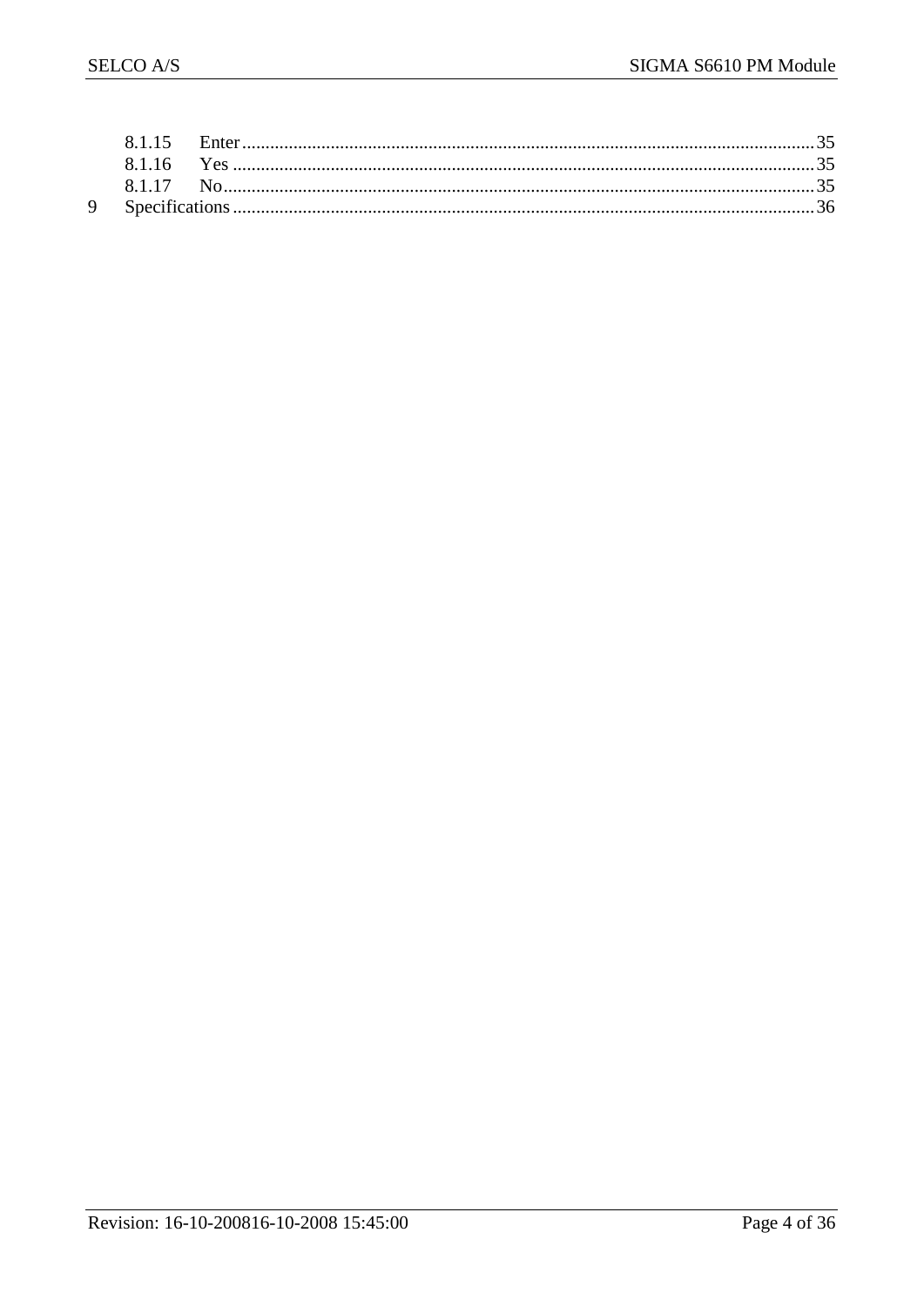8.1.15 Enter ........................................................................ 35
8.1.16 Yes ........................................................................ 35
8.1.17 No ........................................................................ 35
9 Specifications ........................................................................ 36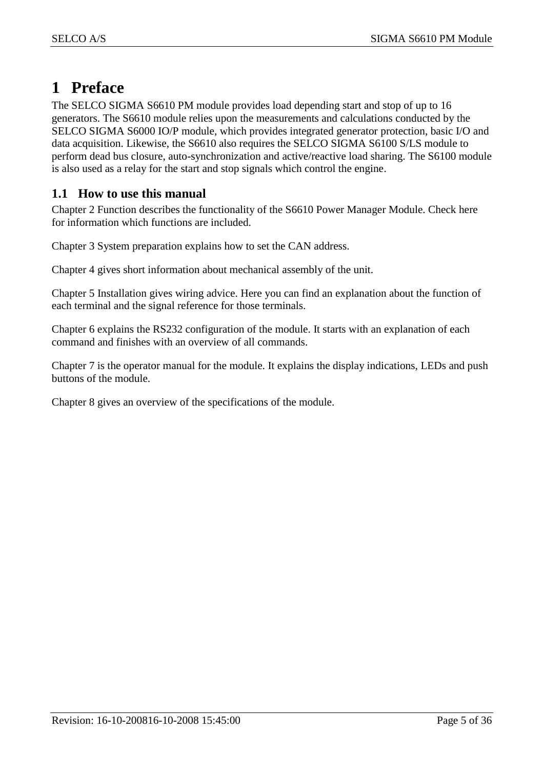# 1 Preface

The SELCO SIGMA S6610 PM module provides load depending start and stop of up to 16 generators. The S6610 module relies upon the measurements and calculations conducted by the SELCO SIGMA S6000 IO/P module, which provides integrated generator protection, basic I/O and data acquisition. Likewise, the S6610 also requires the SELCO SIGMA S6100 S/LS module to perform dead bus closure, auto-synchronization and active/reactive load sharing. The S6100 module is also used as a relay for the start and stop signals which control the engine.

## 1.1 How to use this manual

Chapter 2 Function describes the functionality of the S6610 Power Manager Module. Check here for information which functions are included.

Chapter 3 System preparation explains how to set the CAN address.

Chapter 4 gives short information about mechanical assembly of the unit.

Chapter 5 Installation gives wiring advice. Here you can find an explanation about the function of each terminal and the signal reference for those terminals.

Chapter 6 explains the RS232 configuration of the module. It starts with an explanation of each command and finishes with an overview of all commands.

Chapter 7 is the operator manual for the module. It explains the display indications, LEDs and push buttons of the module.

Chapter 8 gives an overview of the specifications of the module.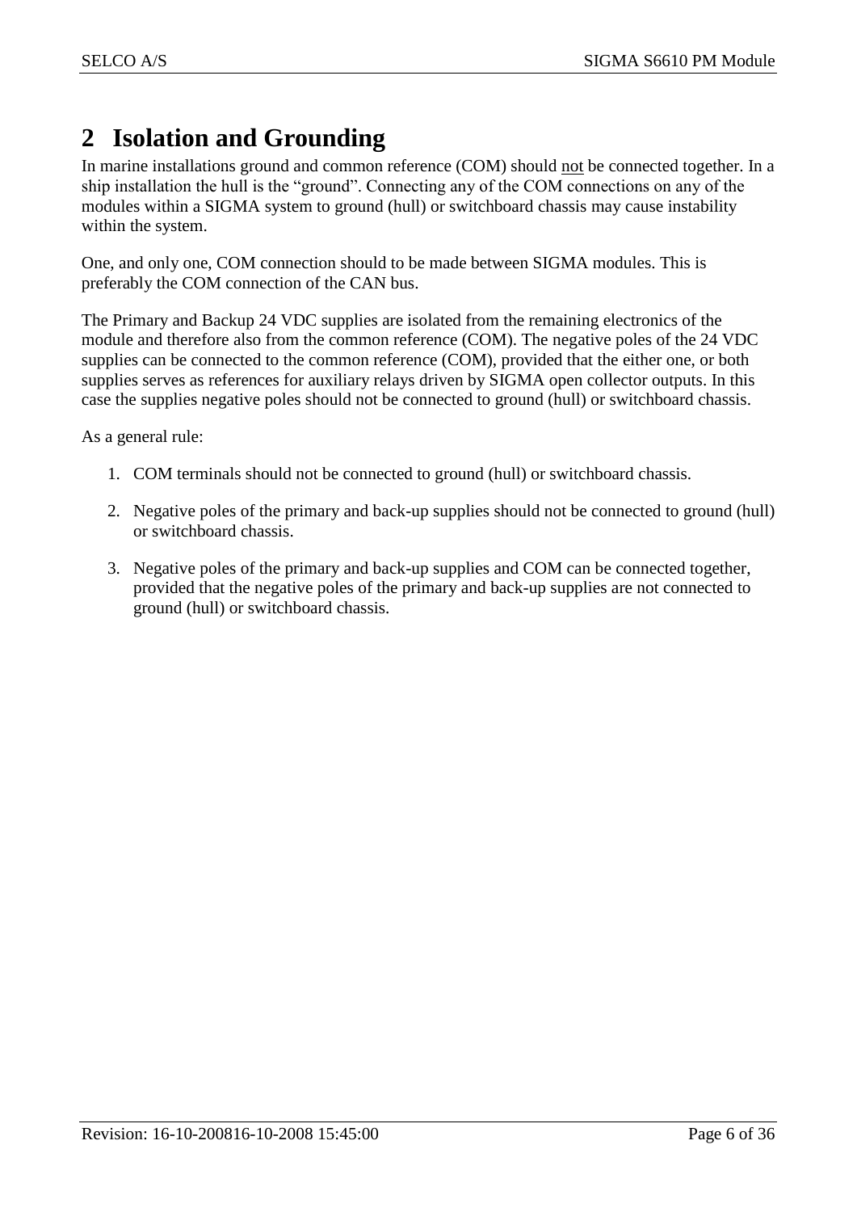# 2 Isolation and Grounding

In marine installations ground and common reference (COM) should <u>not</u> be connected together. In a ship installation the hull is the "ground". Connecting any of the COM connections on any of the modules within a SIGMA system to ground (hull) or switchboard chassis may cause instability within the system.

One, and only one, COM connection should to be made between SIGMA modules. This is preferably the COM connection of the CAN bus.

The Primary and Backup 24 VDC supplies are isolated from the remaining electronics of the module and therefore also from the common reference (COM). The negative poles of the 24 VDC supplies can be connected to the common reference (COM), provided that the either one, or both supplies serves as references for auxiliary relays driven by SIGMA open collector outputs. In this case the supplies negative poles should not be connected to ground (hull) or switchboard chassis.

As a general rule:

1. COM terminals should not be connected to ground (hull) or switchboard chassis.
2. Negative poles of the primary and back-up supplies should not be connected to ground (hull) or switchboard chassis.
3. Negative poles of the primary and back-up supplies and COM can be connected together, provided that the negative poles of the primary and back-up supplies are not connected to ground (hull) or switchboard chassis.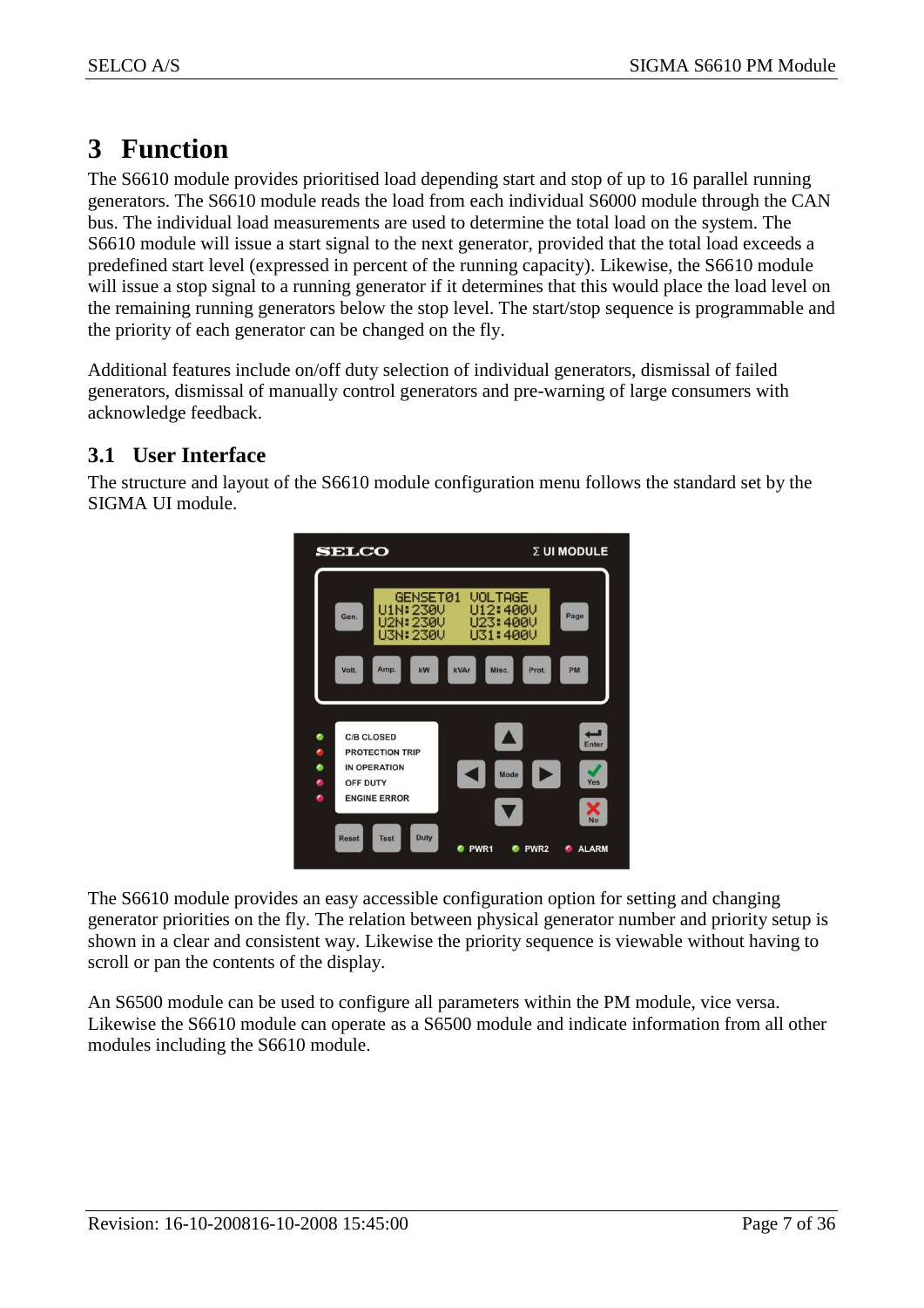# 3 Function

The S6610 module provides prioritised load depending start and stop of up to 16 parallel running generators. The S6610 module reads the load from each individual S6000 module through the CAN bus. The individual load measurements are used to determine the total load on the system. The S6610 module will issue a start signal to the next generator, provided that the total load exceeds a predefined start level (expressed in percent of the running capacity). Likewise, the S6610 module will issue a stop signal to a running generator if it determines that this would place the load level on the remaining running generators below the stop level. The start/stop sequence is programmable and the priority of each generator can be changed on the fly.

Additional features include on/off duty selection of individual generators, dismissal of failed generators, dismissal of manually control generators and pre-warning of large consumers with acknowledge feedback.

## 3.1 User Interface

The structure and layout of the S6610 module configuration menu follows the standard set by the SIGMA UI module.

The S6610 module provides an easy accessible configuration option for setting and changing generator priorities on the fly. The relation between physical generator number and priority setup is shown in a clear and consistent way. Likewise the priority sequence is viewable without having to scroll or pan the contents of the display.

An S6500 module can be used to configure all parameters within the PM module, vice versa. Likewise the S6610 module can operate as a S6500 module and indicate information from all other modules including the S6610 module.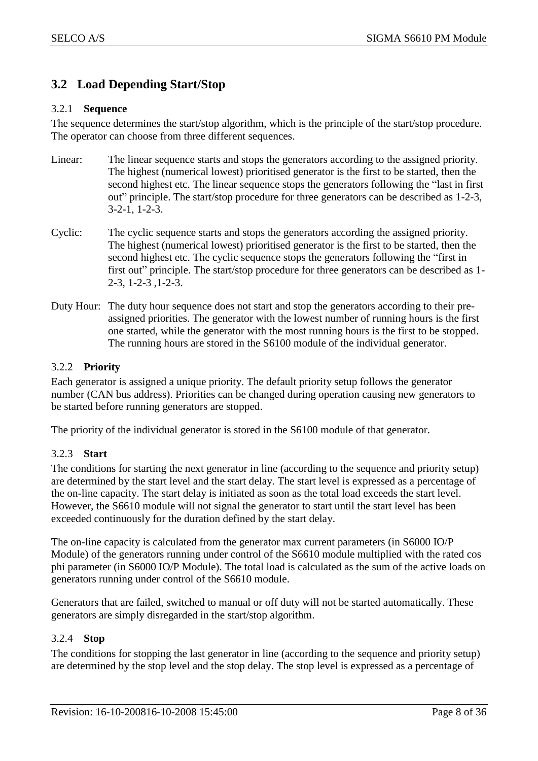## 3.2 Load Depending Start/Stop

### 3.2.1 Sequence

The sequence determines the start/stop algorithm, which is the principle of the start/stop procedure. The operator can choose from three different sequences.

Linear: The linear sequence starts and stops the generators according to the assigned priority. The highest (numerical lowest) prioritised generator is the first to be started, then the second highest etc. The linear sequence stops the generators following the "last in first out" principle. The start/stop procedure for three generators can be described as 1-2-3, 3-2-1, 1-2-3.

Cyclic: The cyclic sequence starts and stops the generators according the assigned priority. The highest (numerical lowest) prioritised generator is the first to be started, then the second highest etc. The cyclic sequence stops the generators following the "first in first out" principle. The start/stop procedure for three generators can be described as 1-2-3, 1-2-3 ,1-2-3.

Duty Hour: The duty hour sequence does not start and stop the generators according to their pre-assigned priorities. The generator with the lowest number of running hours is the first one started, while the generator with the most running hours is the first to be stopped. The running hours are stored in the S6100 module of the individual generator.

### 3.2.2 Priority

Each generator is assigned a unique priority. The default priority setup follows the generator number (CAN bus address). Priorities can be changed during operation causing new generators to be started before running generators are stopped.

The priority of the individual generator is stored in the S6100 module of that generator.

### 3.2.3 Start

The conditions for starting the next generator in line (according to the sequence and priority setup) are determined by the start level and the start delay. The start level is expressed as a percentage of the on-line capacity. The start delay is initiated as soon as the total load exceeds the start level. However, the S6610 module will not signal the generator to start until the start level has been exceeded continuously for the duration defined by the start delay.

The on-line capacity is calculated from the generator max current parameters (in S6000 IO/P Module) of the generators running under control of the S6610 module multiplied with the rated cos phi parameter (in S6000 IO/P Module). The total load is calculated as the sum of the active loads on generators running under control of the S6610 module.

Generators that are failed, switched to manual or off duty will not be started automatically. These generators are simply disregarded in the start/stop algorithm.

### 3.2.4 Stop

The conditions for stopping the last generator in line (according to the sequence and priority setup) are determined by the stop level and the stop delay. The stop level is expressed as a percentage of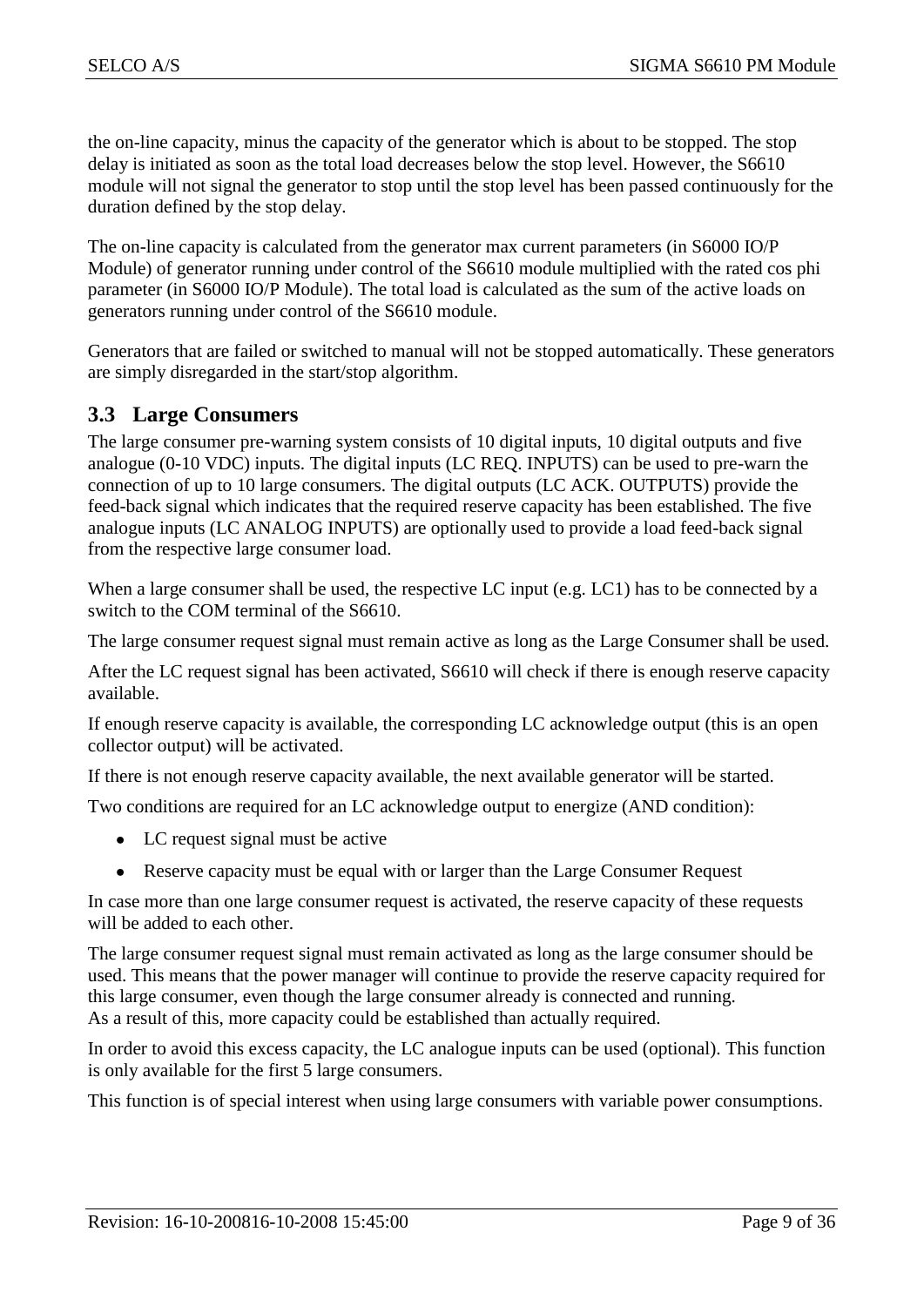the on-line capacity, minus the capacity of the generator which is about to be stopped. The stop delay is initiated as soon as the total load decreases below the stop level. However, the S6610 module will not signal the generator to stop until the stop level has been passed continuously for the duration defined by the stop delay.

The on-line capacity is calculated from the generator max current parameters (in S6000 IO/P Module) of generator running under control of the S6610 module multiplied with the rated cos phi parameter (in S6000 IO/P Module). The total load is calculated as the sum of the active loads on generators running under control of the S6610 module.

Generators that are failed or switched to manual will not be stopped automatically. These generators are simply disregarded in the start/stop algorithm.

## 3.3 Large Consumers

The large consumer pre-warning system consists of 10 digital inputs, 10 digital outputs and five analogue (0-10 VDC) inputs. The digital inputs (LC REQ. INPUTS) can be used to pre-warn the connection of up to 10 large consumers. The digital outputs (LC ACK. OUTPUTS) provide the feed-back signal which indicates that the required reserve capacity has been established. The five analogue inputs (LC ANALOG INPUTS) are optionally used to provide a load feed-back signal from the respective large consumer load.

When a large consumer shall be used, the respective LC input (e.g. LC1) has to be connected by a switch to the COM terminal of the S6610.

The large consumer request signal must remain active as long as the Large Consumer shall be used.

After the LC request signal has been activated, S6610 will check if there is enough reserve capacity available.

If enough reserve capacity is available, the corresponding LC acknowledge output (this is an open collector output) will be activated.

If there is not enough reserve capacity available, the next available generator will be started.

Two conditions are required for an LC acknowledge output to energize (AND condition):

- LC request signal must be active
- Reserve capacity must be equal with or larger than the Large Consumer Request

In case more than one large consumer request is activated, the reserve capacity of these requests will be added to each other.

The large consumer request signal must remain activated as long as the large consumer should be used. This means that the power manager will continue to provide the reserve capacity required for this large consumer, even though the large consumer already is connected and running.
As a result of this, more capacity could be established than actually required.

In order to avoid this excess capacity, the LC analogue inputs can be used (optional). This function is only available for the first 5 large consumers.

This function is of special interest when using large consumers with variable power consumptions.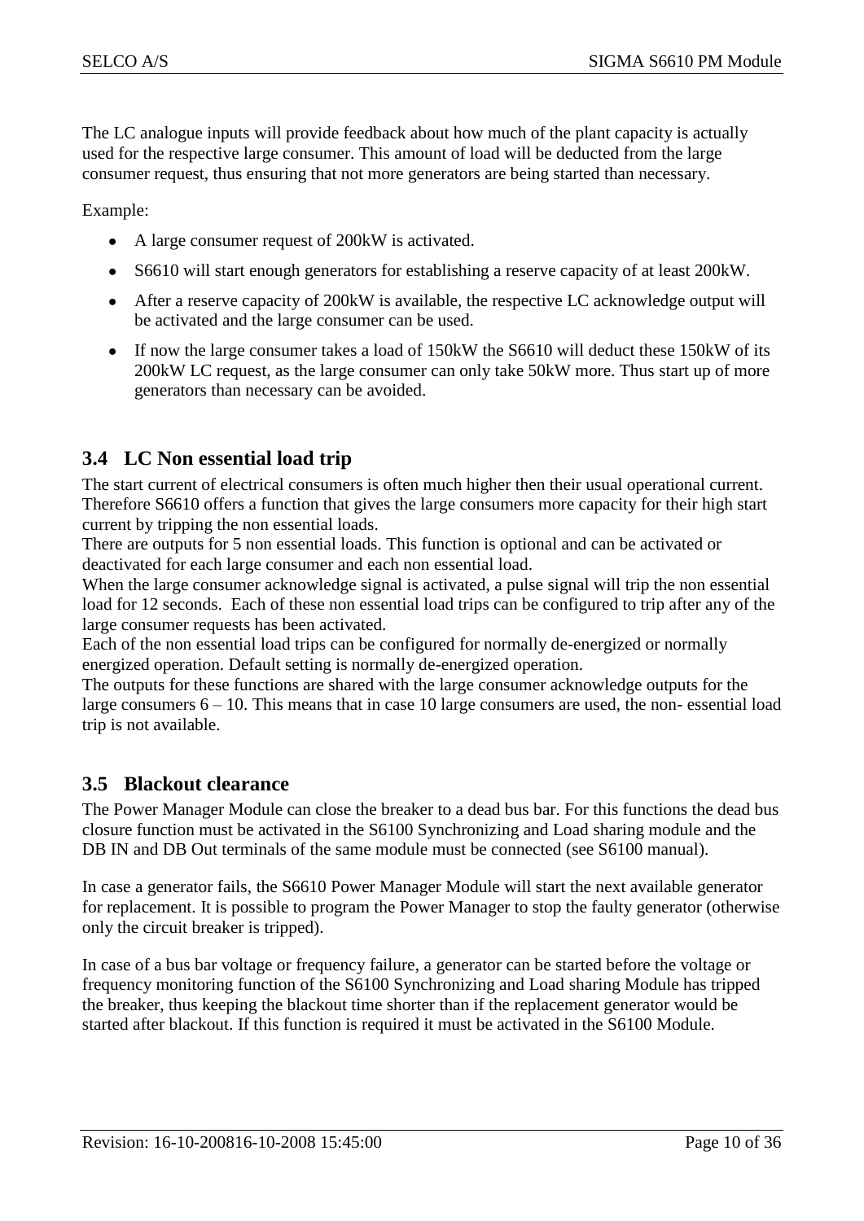The LC analogue inputs will provide feedback about how much of the plant capacity is actually used for the respective large consumer. This amount of load will be deducted from the large consumer request, thus ensuring that not more generators are being started than necessary.

Example:

- A large consumer request of 200kW is activated.
- S6610 will start enough generators for establishing a reserve capacity of at least 200kW.
- After a reserve capacity of 200kW is available, the respective LC acknowledge output will be activated and the large consumer can be used.
- If now the large consumer takes a load of 150kW the S6610 will deduct these 150kW of its 200kW LC request, as the large consumer can only take 50kW more. Thus start up of more generators than necessary can be avoided.

## 3.4 LC Non essential load trip

The start current of electrical consumers is often much higher then their usual operational current. Therefore S6610 offers a function that gives the large consumers more capacity for their high start current by tripping the non essential loads.
There are outputs for 5 non essential loads. This function is optional and can be activated or deactivated for each large consumer and each non essential load.
When the large consumer acknowledge signal is activated, a pulse signal will trip the non essential load for 12 seconds. Each of these non essential load trips can be configured to trip after any of the large consumer requests has been activated.
Each of the non essential load trips can be configured for normally de-energized or normally energized operation. Default setting is normally de-energized operation.
The outputs for these functions are shared with the large consumer acknowledge outputs for the large consumers 6 – 10. This means that in case 10 large consumers are used, the non- essential load trip is not available.

## 3.5 Blackout clearance

The Power Manager Module can close the breaker to a dead bus bar. For this functions the dead bus closure function must be activated in the S6100 Synchronizing and Load sharing module and the DB IN and DB Out terminals of the same module must be connected (see S6100 manual).

In case a generator fails, the S6610 Power Manager Module will start the next available generator for replacement. It is possible to program the Power Manager to stop the faulty generator (otherwise only the circuit breaker is tripped).

In case of a bus bar voltage or frequency failure, a generator can be started before the voltage or frequency monitoring function of the S6100 Synchronizing and Load sharing Module has tripped the breaker, thus keeping the blackout time shorter than if the replacement generator would be started after blackout. If this function is required it must be activated in the S6100 Module.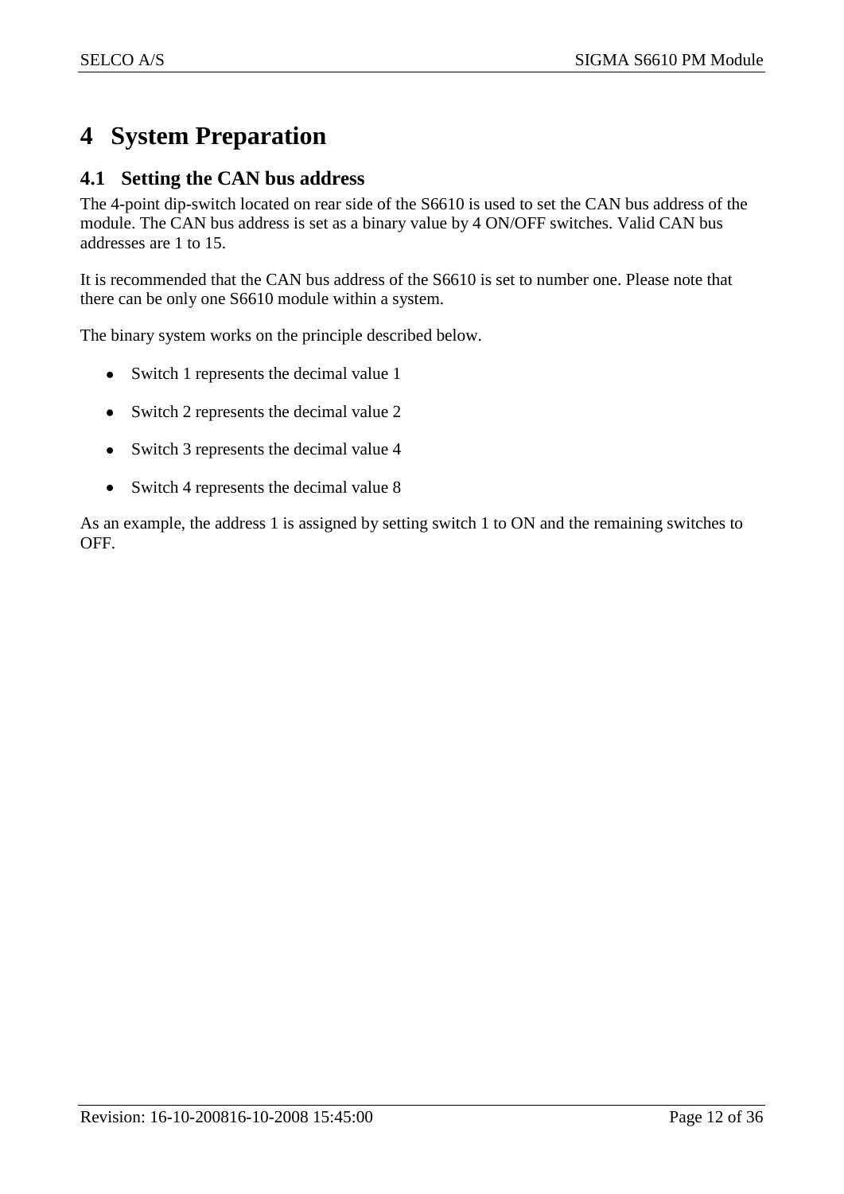# 4 System Preparation

## 4.1 Setting the CAN bus address

The 4-point dip-switch located on rear side of the S6610 is used to set the CAN bus address of the module. The CAN bus address is set as a binary value by 4 ON/OFF switches. Valid CAN bus addresses are 1 to 15.

It is recommended that the CAN bus address of the S6610 is set to number one. Please note that there can be only one S6610 module within a system.

The binary system works on the principle described below.

- Switch 1 represents the decimal value 1
- Switch 2 represents the decimal value 2
- Switch 3 represents the decimal value 4
- Switch 4 represents the decimal value 8

As an example, the address 1 is assigned by setting switch 1 to ON and the remaining switches to OFF.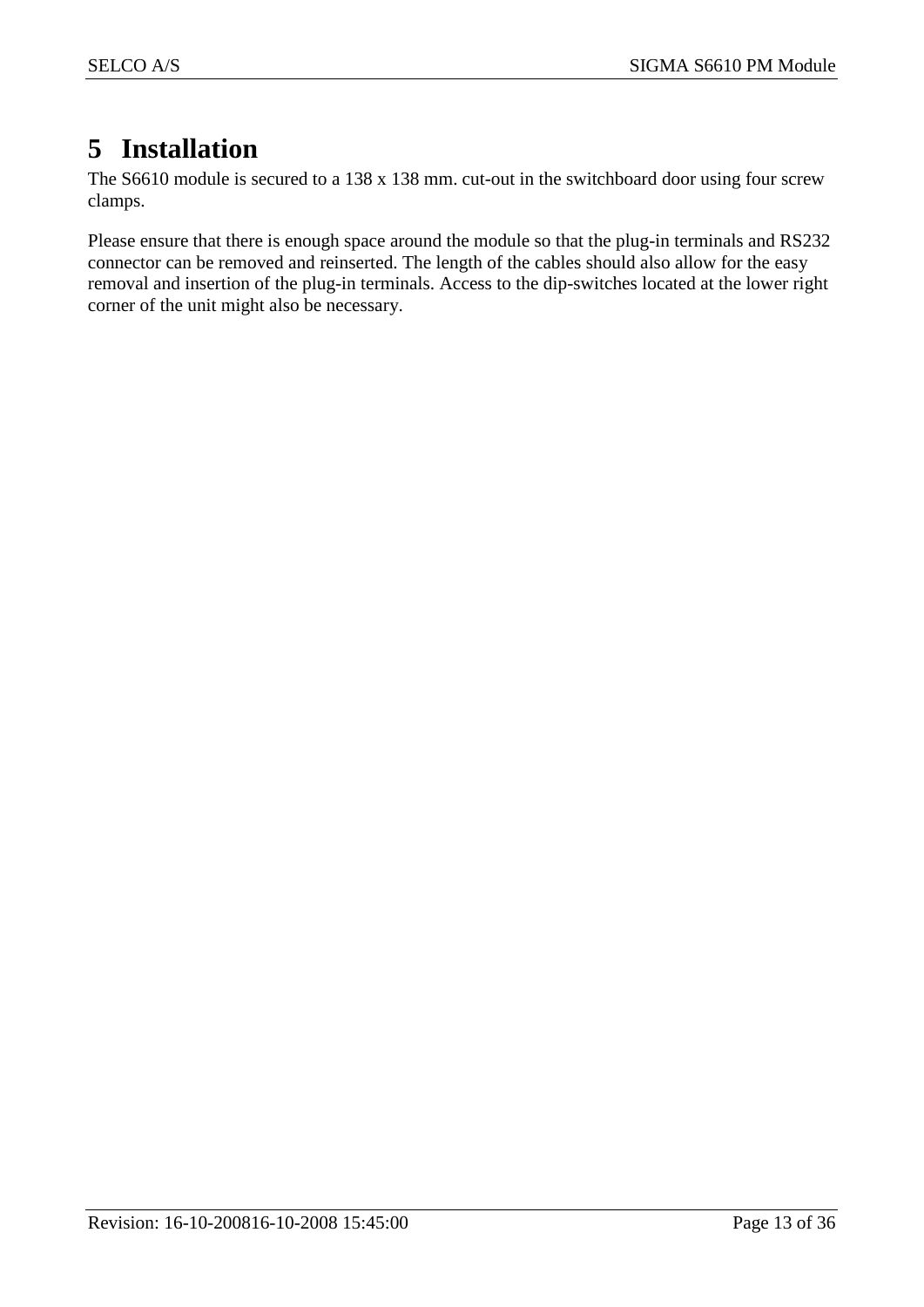# 5 Installation

The S6610 module is secured to a 138 x 138 mm. cut-out in the switchboard door using four screw clamps.

Please ensure that there is enough space around the module so that the plug-in terminals and RS232 connector can be removed and reinserted. The length of the cables should also allow for the easy removal and insertion of the plug-in terminals. Access to the dip-switches located at the lower right corner of the unit might also be necessary.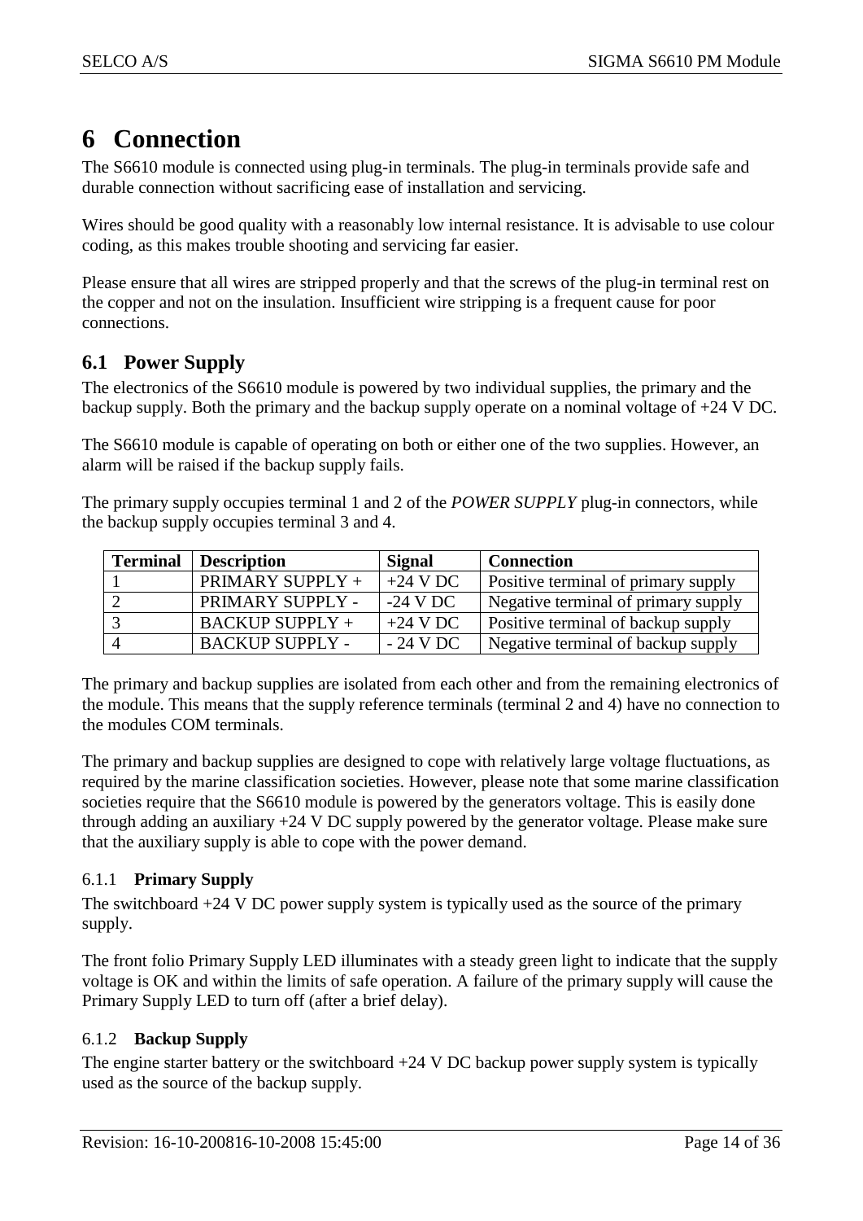# 6 Connection

The S6610 module is connected using plug-in terminals. The plug-in terminals provide safe and durable connection without sacrificing ease of installation and servicing.

Wires should be good quality with a reasonably low internal resistance. It is advisable to use colour coding, as this makes trouble shooting and servicing far easier.

Please ensure that all wires are stripped properly and that the screws of the plug-in terminal rest on the copper and not on the insulation. Insufficient wire stripping is a frequent cause for poor connections.

## 6.1 Power Supply

The electronics of the S6610 module is powered by two individual supplies, the primary and the backup supply. Both the primary and the backup supply operate on a nominal voltage of +24 V DC.

The S6610 module is capable of operating on both or either one of the two supplies. However, an alarm will be raised if the backup supply fails.

The primary supply occupies terminal 1 and 2 of the *POWER SUPPLY* plug-in connectors, while the backup supply occupies terminal 3 and 4.

| Terminal | Description | Signal | Connection |
|---|---|---|---|
| 1 | PRIMARY SUPPLY + | +24 V DC | Positive terminal of primary supply |
| 2 | PRIMARY SUPPLY - | -24 V DC | Negative terminal of primary supply |
| 3 | BACKUP SUPPLY + | +24 V DC | Positive terminal of backup supply |
| 4 | BACKUP SUPPLY - | - 24 V DC | Negative terminal of backup supply |

The primary and backup supplies are isolated from each other and from the remaining electronics of the module. This means that the supply reference terminals (terminal 2 and 4) have no connection to the modules COM terminals.

The primary and backup supplies are designed to cope with relatively large voltage fluctuations, as required by the marine classification societies. However, please note that some marine classification societies require that the S6610 module is powered by the generators voltage. This is easily done through adding an auxiliary +24 V DC supply powered by the generator voltage. Please make sure that the auxiliary supply is able to cope with the power demand.

### 6.1.1 Primary Supply

The switchboard +24 V DC power supply system is typically used as the source of the primary supply.

The front folio Primary Supply LED illuminates with a steady green light to indicate that the supply voltage is OK and within the limits of safe operation. A failure of the primary supply will cause the Primary Supply LED to turn off (after a brief delay).

### 6.1.2 Backup Supply

The engine starter battery or the switchboard +24 V DC backup power supply system is typically used as the source of the backup supply.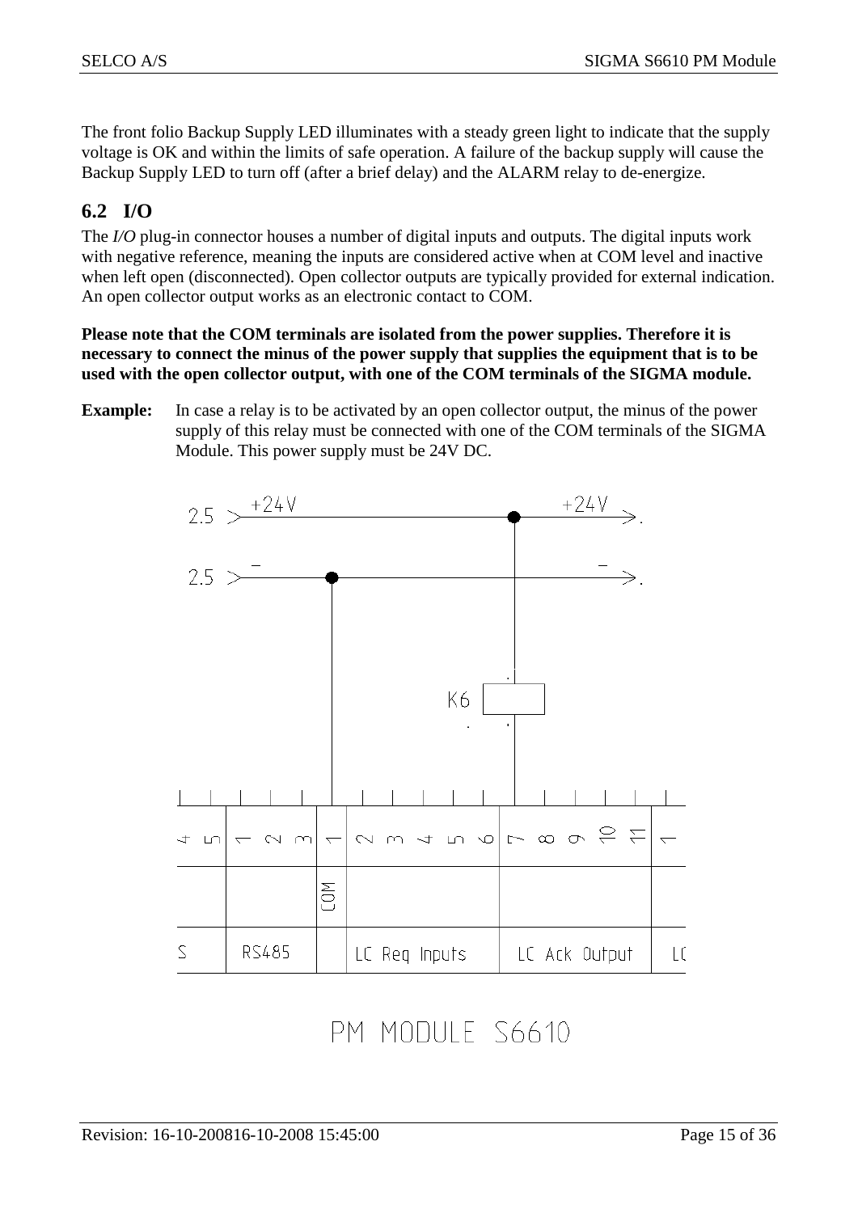The front folio Backup Supply LED illuminates with a steady green light to indicate that the supply voltage is OK and within the limits of safe operation. A failure of the backup supply will cause the Backup Supply LED to turn off (after a brief delay) and the ALARM relay to de-energize.

## 6.2 I/O

The *I/O* plug-in connector houses a number of digital inputs and outputs. The digital inputs work with negative reference, meaning the inputs are considered active when at COM level and inactive when left open (disconnected). Open collector outputs are typically provided for external indication. An open collector output works as an electronic contact to COM.

**Please note that the COM terminals are isolated from the power supplies. Therefore it is necessary to connect the minus of the power supply that supplies the equipment that is to be used with the open collector output, with one of the COM terminals of the SIGMA module.**

**Example:** In case a relay is to be activated by an open collector output, the minus of the power supply of this relay must be connected with one of the COM terminals of the SIGMA Module. This power supply must be 24V DC.

PM MODULE S6610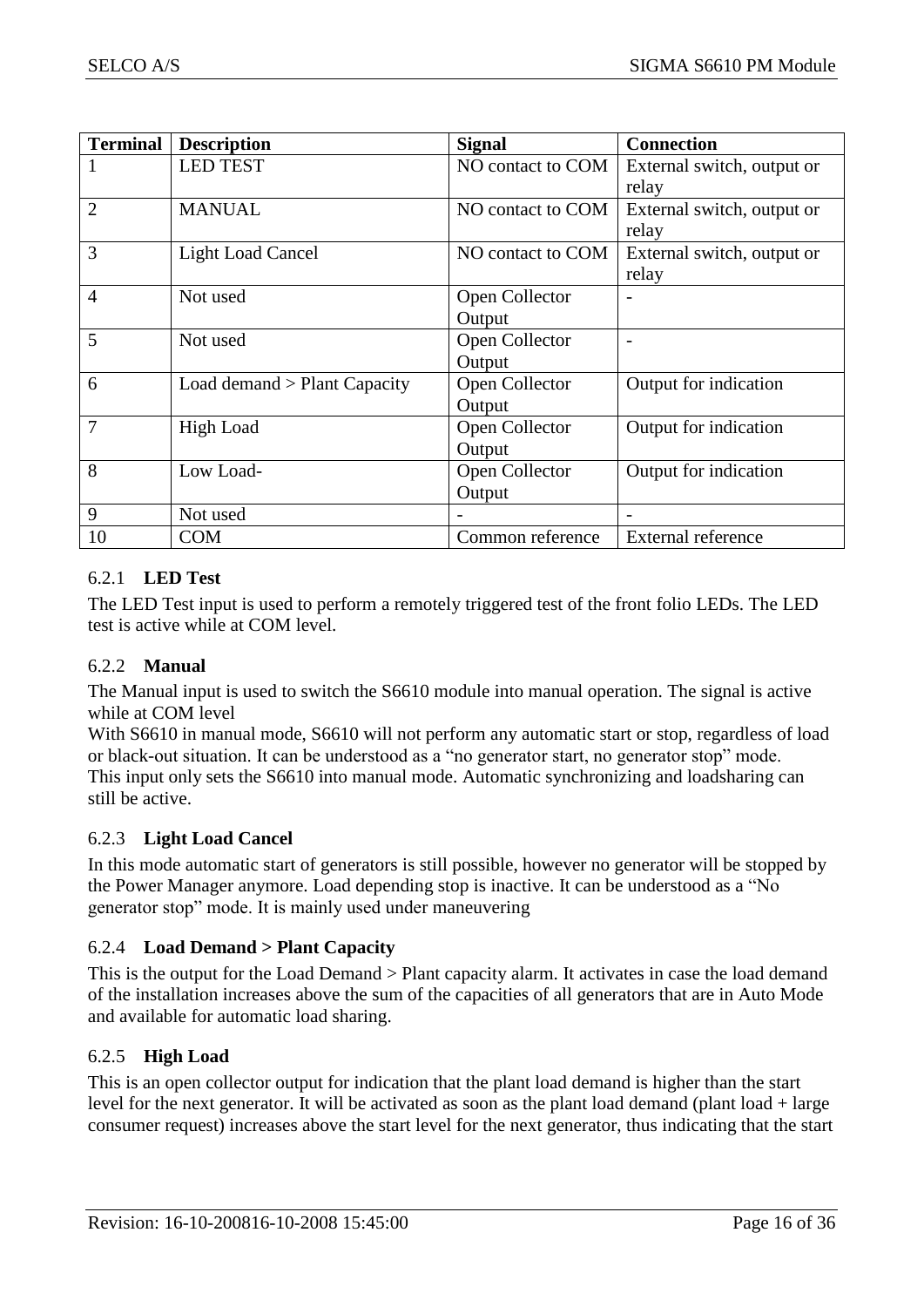| Terminal | Description | Signal | Connection |
|---|---|---|---|
| 1 | LED TEST | NO contact to COM | External switch, output or relay |
| 2 | MANUAL | NO contact to COM | External switch, output or relay |
| 3 | Light Load Cancel | NO contact to COM | External switch, output or relay |
| 4 | Not used | Open Collector Output | - |
| 5 | Not used | Open Collector Output | - |
| 6 | Load demand > Plant Capacity | Open Collector Output | Output for indication |
| 7 | High Load | Open Collector Output | Output for indication |
| 8 | Low Load- | Open Collector Output | Output for indication |
| 9 | Not used | - | - |
| 10 | COM | Common reference | External reference |

### 6.2.1 LED Test

The LED Test input is used to perform a remotely triggered test of the front folio LEDs. The LED test is active while at COM level.

### 6.2.2 Manual

The Manual input is used to switch the S6610 module into manual operation. The signal is active while at COM level

With S6610 in manual mode, S6610 will not perform any automatic start or stop, regardless of load or black-out situation. It can be understood as a "no generator start, no generator stop" mode.
This input only sets the S6610 into manual mode. Automatic synchronizing and loadsharing can still be active.

### 6.2.3 Light Load Cancel

In this mode automatic start of generators is still possible, however no generator will be stopped by the Power Manager anymore. Load depending stop is inactive. It can be understood as a "No generator stop" mode. It is mainly used under maneuvering

### 6.2.4 Load Demand > Plant Capacity

This is the output for the Load Demand > Plant capacity alarm. It activates in case the load demand of the installation increases above the sum of the capacities of all generators that are in Auto Mode and available for automatic load sharing.

### 6.2.5 High Load

This is an open collector output for indication that the plant load demand is higher than the start level for the next generator. It will be activated as soon as the plant load demand (plant load + large consumer request) increases above the start level for the next generator, thus indicating that the start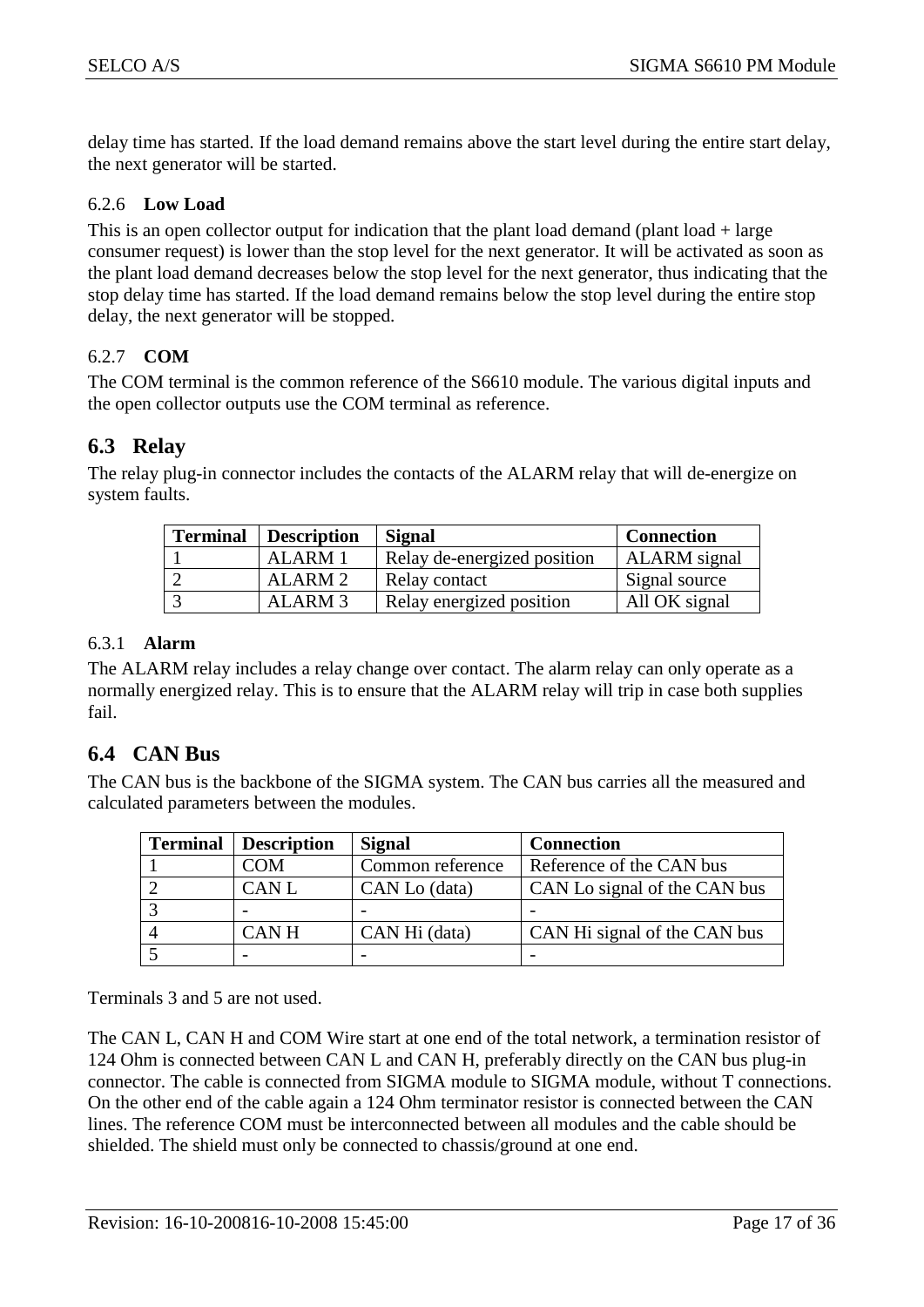delay time has started. If the load demand remains above the start level during the entire start delay, the next generator will be started.

#### 6.2.6 Low Load

This is an open collector output for indication that the plant load demand (plant load + large consumer request) is lower than the stop level for the next generator. It will be activated as soon as the plant load demand decreases below the stop level for the next generator, thus indicating that the stop delay time has started. If the load demand remains below the stop level during the entire stop delay, the next generator will be stopped.

#### 6.2.7 COM

The COM terminal is the common reference of the S6610 module. The various digital inputs and the open collector outputs use the COM terminal as reference.

## 6.3 Relay

The relay plug-in connector includes the contacts of the ALARM relay that will de-energize on system faults.

| Terminal | Description | Signal | Connection |
|---|---|---|---|
| 1 | ALARM 1 | Relay de-energized position | ALARM signal |
| 2 | ALARM 2 | Relay contact | Signal source |
| 3 | ALARM 3 | Relay energized position | All OK signal |

#### 6.3.1 Alarm

The ALARM relay includes a relay change over contact. The alarm relay can only operate as a normally energized relay. This is to ensure that the ALARM relay will trip in case both supplies fail.

## 6.4 CAN Bus

The CAN bus is the backbone of the SIGMA system. The CAN bus carries all the measured and calculated parameters between the modules.

| Terminal | Description | Signal | Connection |
|---|---|---|---|
| 1 | COM | Common reference | Reference of the CAN bus |
| 2 | CAN L | CAN Lo (data) | CAN Lo signal of the CAN bus |
| 3 | - | - | - |
| 4 | CAN H | CAN Hi (data) | CAN Hi signal of the CAN bus |
| 5 | - | - | - |

Terminals 3 and 5 are not used.

The CAN L, CAN H and COM Wire start at one end of the total network, a termination resistor of 124 Ohm is connected between CAN L and CAN H, preferably directly on the CAN bus plug-in connector. The cable is connected from SIGMA module to SIGMA module, without T connections. On the other end of the cable again a 124 Ohm terminator resistor is connected between the CAN lines. The reference COM must be interconnected between all modules and the cable should be shielded. The shield must only be connected to chassis/ground at one end.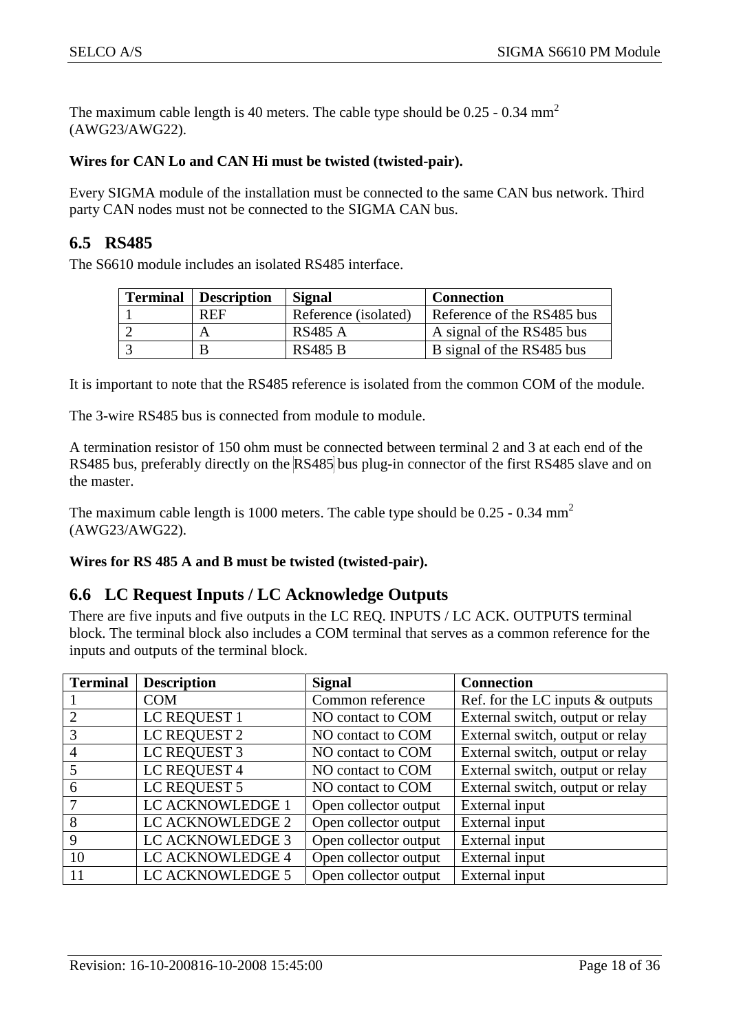The maximum cable length is 40 meters. The cable type should be 0.25 - 0.34 $mm^2$ (AWG23/AWG22).

**Wires for CAN Lo and CAN Hi must be twisted (twisted-pair).**

Every SIGMA module of the installation must be connected to the same CAN bus network. Third party CAN nodes must not be connected to the SIGMA CAN bus.

## 6.5 RS485

The S6610 module includes an isolated RS485 interface.

| Terminal | Description | Signal | Connection |
|---|---|---|---|
| 1 | REF | Reference (isolated) | Reference of the RS485 bus |
| 2 | A | RS485 A | A signal of the RS485 bus |
| 3 | B | RS485 B | B signal of the RS485 bus |

It is important to note that the RS485 reference is isolated from the common COM of the module.

The 3-wire RS485 bus is connected from module to module.

A termination resistor of 150 ohm must be connected between terminal 2 and 3 at each end of the RS485 bus, preferably directly on the RS485 bus plug-in connector of the first RS485 slave and on the master.

The maximum cable length is 1000 meters. The cable type should be 0.25 - 0.34 $mm^2$ (AWG23/AWG22).

**Wires for RS 485 A and B must be twisted (twisted-pair).**

## 6.6 LC Request Inputs / LC Acknowledge Outputs

There are five inputs and five outputs in the LC REQ. INPUTS / LC ACK. OUTPUTS terminal block. The terminal block also includes a COM terminal that serves as a common reference for the inputs and outputs of the terminal block.

| Terminal | Description | Signal | Connection |
|---|---|---|---|
| 1 | COM | Common reference | Ref. for the LC inputs & outputs |
| 2 | LC REQUEST 1 | NO contact to COM | External switch, output or relay |
| 3 | LC REQUEST 2 | NO contact to COM | External switch, output or relay |
| 4 | LC REQUEST 3 | NO contact to COM | External switch, output or relay |
| 5 | LC REQUEST 4 | NO contact to COM | External switch, output or relay |
| 6 | LC REQUEST 5 | NO contact to COM | External switch, output or relay |
| 7 | LC ACKNOWLEDGE 1 | Open collector output | External input |
| 8 | LC ACKNOWLEDGE 2 | Open collector output | External input |
| 9 | LC ACKNOWLEDGE 3 | Open collector output | External input |
| 10 | LC ACKNOWLEDGE 4 | Open collector output | External input |
| 11 | LC ACKNOWLEDGE 5 | Open collector output | External input |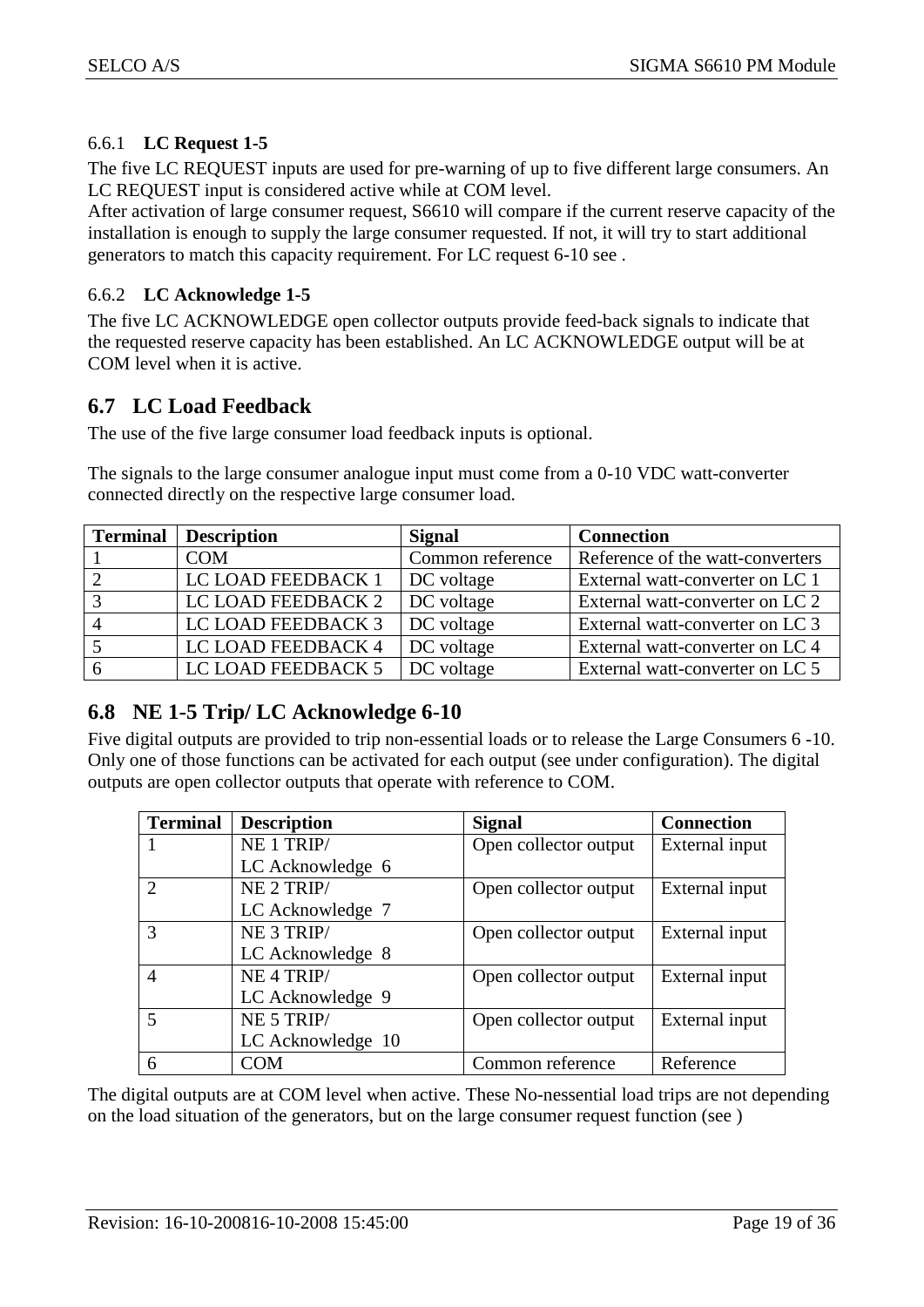### 6.6.1 LC Request 1-5

The five LC REQUEST inputs are used for pre-warning of up to five different large consumers. An LC REQUEST input is considered active while at COM level.
After activation of large consumer request, S6610 will compare if the current reserve capacity of the installation is enough to supply the large consumer requested. If not, it will try to start additional generators to match this capacity requirement. For LC request 6-10 see .

### 6.6.2 LC Acknowledge 1-5

The five LC ACKNOWLEDGE open collector outputs provide feed-back signals to indicate that the requested reserve capacity has been established. An LC ACKNOWLEDGE output will be at COM level when it is active.

## 6.7 LC Load Feedback

The use of the five large consumer load feedback inputs is optional.

The signals to the large consumer analogue input must come from a 0-10 VDC watt-converter connected directly on the respective large consumer load.

| Terminal | Description | Signal | Connection |
|---|---|---|---|
| 1 | COM | Common reference | Reference of the watt-converters |
| 2 | LC LOAD FEEDBACK 1 | DC voltage | External watt-converter on LC 1 |
| 3 | LC LOAD FEEDBACK 2 | DC voltage | External watt-converter on LC 2 |
| 4 | LC LOAD FEEDBACK 3 | DC voltage | External watt-converter on LC 3 |
| 5 | LC LOAD FEEDBACK 4 | DC voltage | External watt-converter on LC 4 |
| 6 | LC LOAD FEEDBACK 5 | DC voltage | External watt-converter on LC 5 |

## 6.8 NE 1-5 Trip/ LC Acknowledge 6-10

Five digital outputs are provided to trip non-essential loads or to release the Large Consumers 6 -10. Only one of those functions can be activated for each output (see under configuration). The digital outputs are open collector outputs that operate with reference to COM.

| Terminal | Description | Signal | Connection |
|---|---|---|---|
| 1 | NE 1 TRIP/ LC Acknowledge 6 | Open collector output | External input |
| 2 | NE 2 TRIP/ LC Acknowledge 7 | Open collector output | External input |
| 3 | NE 3 TRIP/ LC Acknowledge 8 | Open collector output | External input |
| 4 | NE 4 TRIP/ LC Acknowledge 9 | Open collector output | External input |
| 5 | NE 5 TRIP/ LC Acknowledge 10 | Open collector output | External input |
| 6 | COM | Common reference | Reference |

The digital outputs are at COM level when active. These No-nessential load trips are not depending on the load situation of the generators, but on the large consumer request function (see )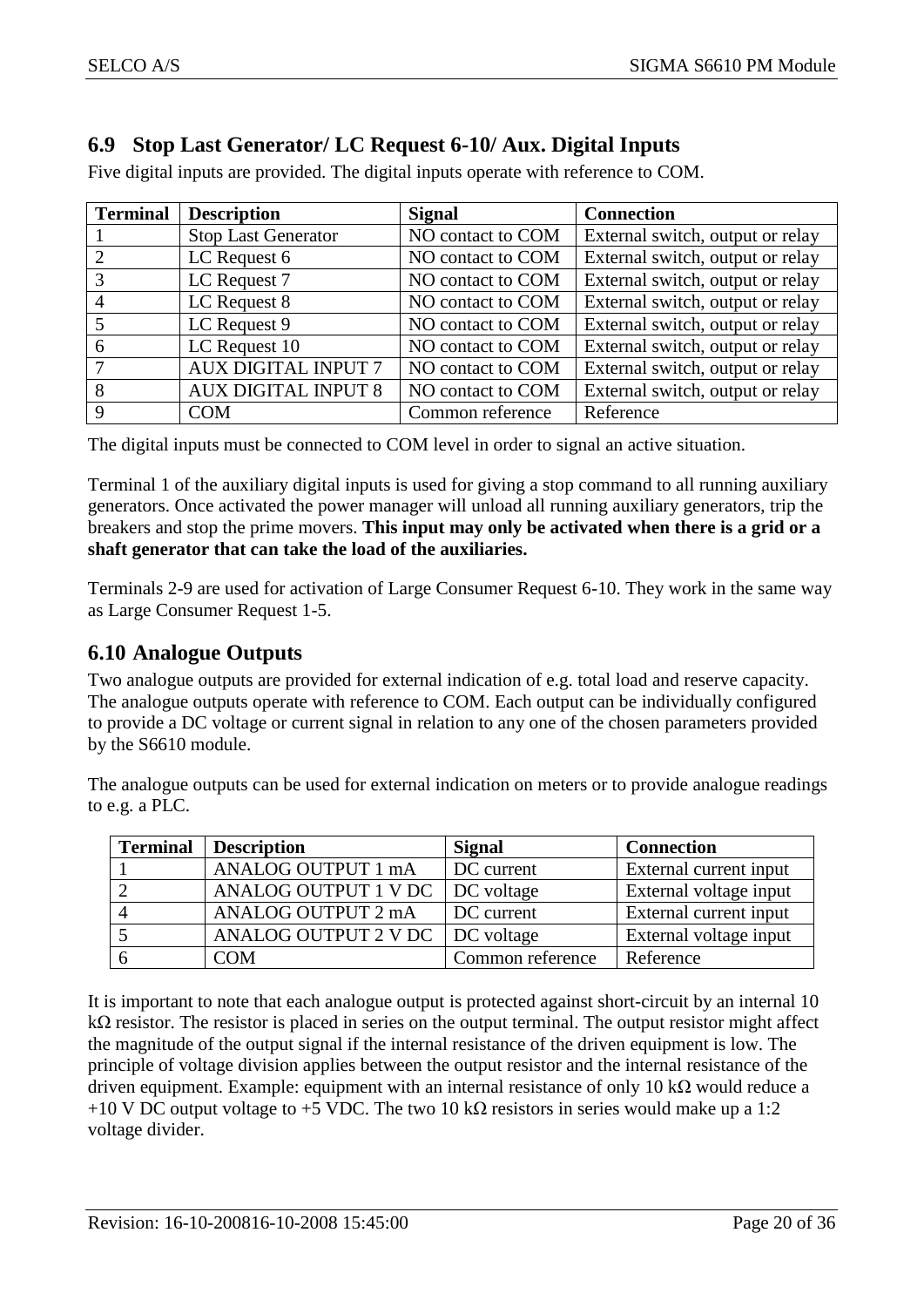## 6.9 Stop Last Generator/ LC Request 6-10/ Aux. Digital Inputs

Five digital inputs are provided. The digital inputs operate with reference to COM.

| Terminal | Description | Signal | Connection |
|---|---|---|---|
| 1 | Stop Last Generator | NO contact to COM | External switch, output or relay |
| 2 | LC Request 6 | NO contact to COM | External switch, output or relay |
| 3 | LC Request 7 | NO contact to COM | External switch, output or relay |
| 4 | LC Request 8 | NO contact to COM | External switch, output or relay |
| 5 | LC Request 9 | NO contact to COM | External switch, output or relay |
| 6 | LC Request 10 | NO contact to COM | External switch, output or relay |
| 7 | AUX DIGITAL INPUT 7 | NO contact to COM | External switch, output or relay |
| 8 | AUX DIGITAL INPUT 8 | NO contact to COM | External switch, output or relay |
| 9 | COM | Common reference | Reference |

The digital inputs must be connected to COM level in order to signal an active situation.

Terminal 1 of the auxiliary digital inputs is used for giving a stop command to all running auxiliary generators. Once activated the power manager will unload all running auxiliary generators, trip the breakers and stop the prime movers. **This input may only be activated when there is a grid or a shaft generator that can take the load of the auxiliaries.**

Terminals 2-9 are used for activation of Large Consumer Request 6-10. They work in the same way as Large Consumer Request 1-5.

## 6.10 Analogue Outputs

Two analogue outputs are provided for external indication of e.g. total load and reserve capacity. The analogue outputs operate with reference to COM. Each output can be individually configured to provide a DC voltage or current signal in relation to any one of the chosen parameters provided by the S6610 module.

The analogue outputs can be used for external indication on meters or to provide analogue readings to e.g. a PLC.

| Terminal | Description | Signal | Connection |
|---|---|---|---|
| 1 | ANALOG OUTPUT 1 mA | DC current | External current input |
| 2 | ANALOG OUTPUT 1 V DC | DC voltage | External voltage input |
| 4 | ANALOG OUTPUT 2 mA | DC current | External current input |
| 5 | ANALOG OUTPUT 2 V DC | DC voltage | External voltage input |
| 6 | COM | Common reference | Reference |

It is important to note that each analogue output is protected against short-circuit by an internal 10 kΩ resistor. The resistor is placed in series on the output terminal. The output resistor might affect the magnitude of the output signal if the internal resistance of the driven equipment is low. The principle of voltage division applies between the output resistor and the internal resistance of the driven equipment. Example: equipment with an internal resistance of only 10 kΩ would reduce a +10 V DC output voltage to +5 VDC. The two 10 kΩ resistors in series would make up a 1:2 voltage divider.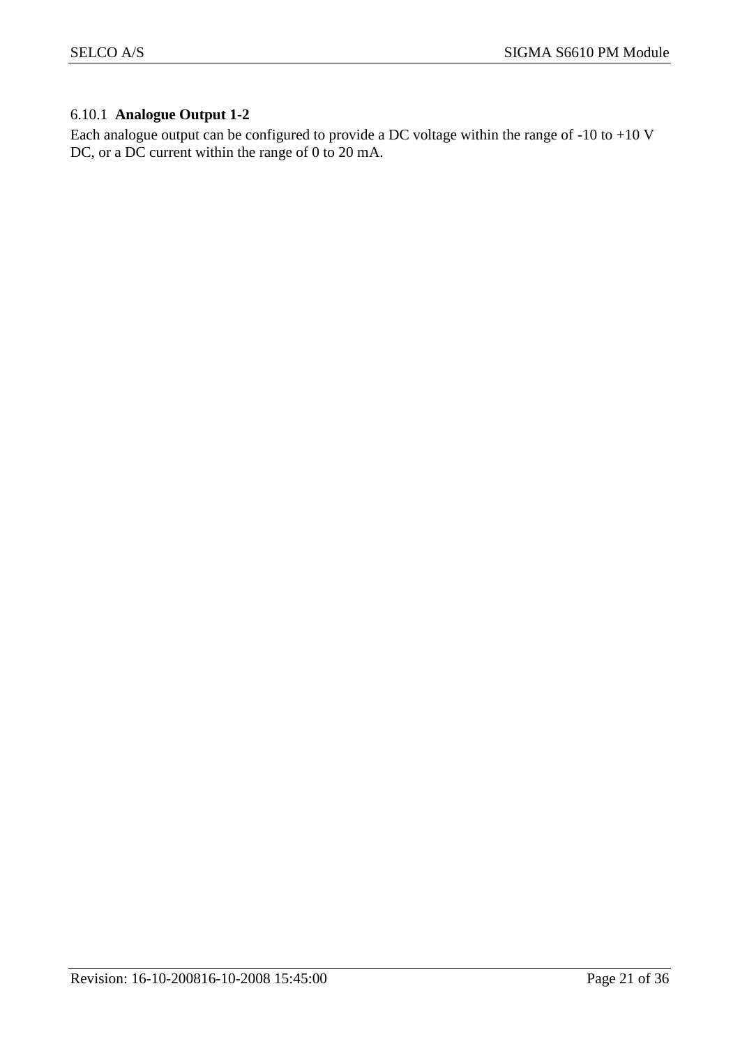### 6.10.1 **Analogue Output 1-2**

Each analogue output can be configured to provide a DC voltage within the range of -10 to +10 V DC, or a DC current within the range of 0 to 20 mA.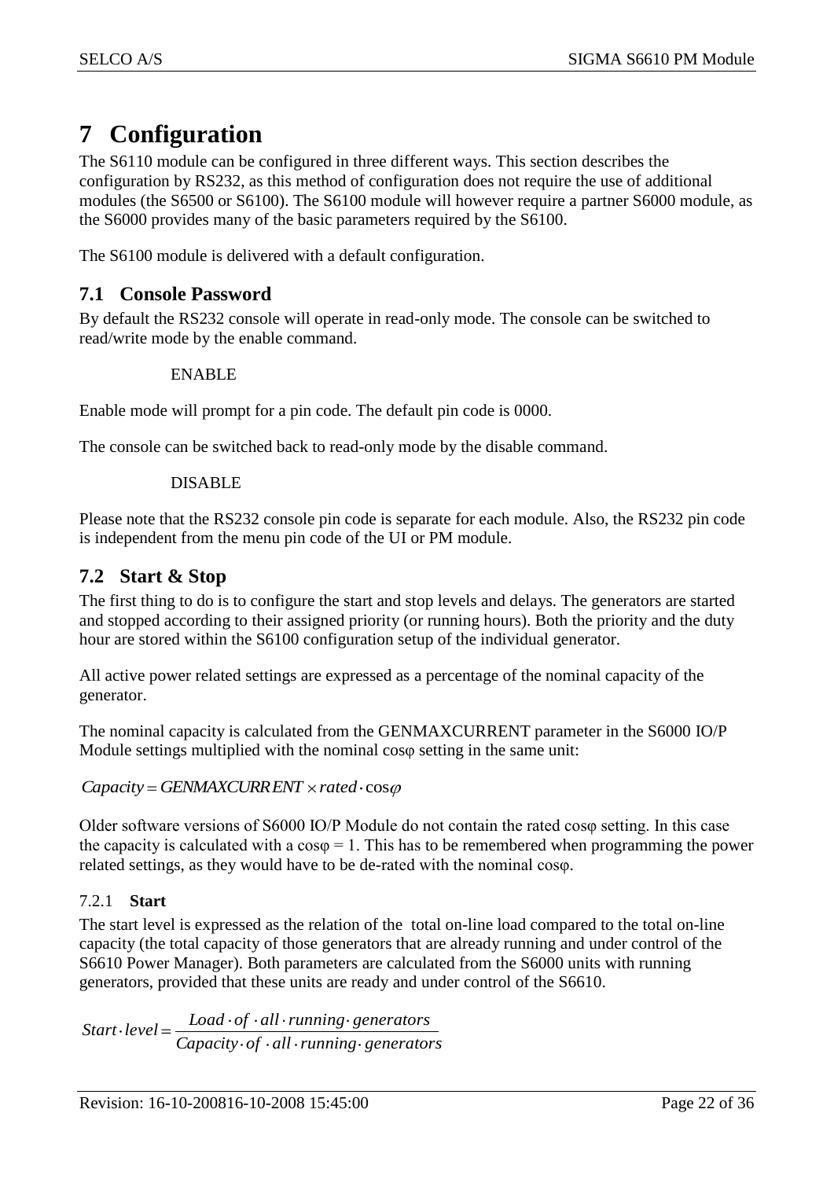# 7 Configuration

The S6110 module can be configured in three different ways. This section describes the configuration by RS232, as this method of configuration does not require the use of additional modules (the S6500 or S6100). The S6100 module will however require a partner S6000 module, as the S6000 provides many of the basic parameters required by the S6100.

The S6100 module is delivered with a default configuration.

## 7.1 Console Password

By default the RS232 console will operate in read-only mode. The console can be switched to read/write mode by the enable command.

```
ENABLE
```

Enable mode will prompt for a pin code. The default pin code is 0000.

The console can be switched back to read-only mode by the disable command.

```
DISABLE
```

Please note that the RS232 console pin code is separate for each module. Also, the RS232 pin code is independent from the menu pin code of the UI or PM module.

## 7.2 Start & Stop

The first thing to do is to configure the start and stop levels and delays. The generators are started and stopped according to their assigned priority (or running hours). Both the priority and the duty hour are stored within the S6100 configuration setup of the individual generator.

All active power related settings are expressed as a percentage of the nominal capacity of the generator.

The nominal capacity is calculated from the GENMAXCURRENT parameter in the S6000 IO/P Module settings multiplied with the nominal cosφ setting in the same unit:

$$Capacity = GENMAXCURRENT \times rated \cdot \cos\varphi$$

Older software versions of S6000 IO/P Module do not contain the rated cosφ setting. In this case the capacity is calculated with a $\cos\varphi = 1$. This has to be remembered when programming the power related settings, as they would have to be de-rated with the nominal cosφ.

### 7.2.1 Start

The start level is expressed as the relation of the total on-line load compared to the total on-line capacity (the total capacity of those generators that are already running and under control of the S6610 Power Manager). Both parameters are calculated from the S6000 units with running generators, provided that these units are ready and under control of the S6610.

$$Start \cdot level = \frac{Load \cdot of \cdot all \cdot running \cdot generators}{Capacity \cdot of \cdot all \cdot running \cdot generators}$$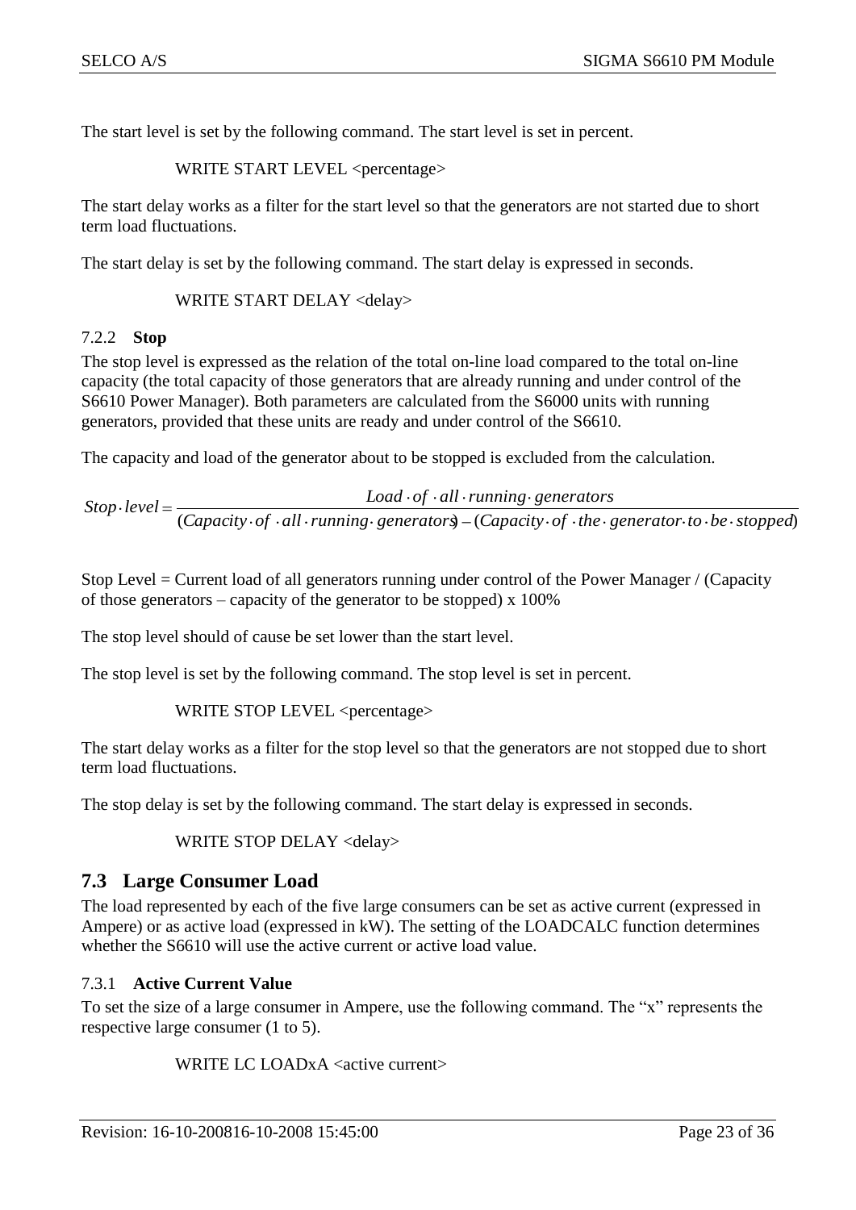The start level is set by the following command. The start level is set in percent.

```
WRITE START LEVEL <percentage>
```

The start delay works as a filter for the start level so that the generators are not started due to short term load fluctuations.

The start delay is set by the following command. The start delay is expressed in seconds.

```
WRITE START DELAY <delay>
```

### 7.2.2 **Stop**

The stop level is expressed as the relation of the total on-line load compared to the total on-line capacity (the total capacity of those generators that are already running and under control of the S6610 Power Manager). Both parameters are calculated from the S6000 units with running generators, provided that these units are ready and under control of the S6610.

The capacity and load of the generator about to be stopped is excluded from the calculation.

$$Stop \cdot level = \frac{Load \cdot of \cdot all \cdot running \cdot generators}{(Capacity \cdot of \cdot all \cdot running \cdot generators) - (Capacity \cdot of \cdot the \cdot generator \cdot to \cdot be \cdot stopped)}$$

Stop Level = Current load of all generators running under control of the Power Manager / (Capacity of those generators – capacity of the generator to be stopped) x 100%

The stop level should of cause be set lower than the start level.

The stop level is set by the following command. The stop level is set in percent.

```
WRITE STOP LEVEL <percentage>
```

The start delay works as a filter for the stop level so that the generators are not stopped due to short term load fluctuations.

The stop delay is set by the following command. The start delay is expressed in seconds.

```
WRITE STOP DELAY <delay>
```

## 7.3 Large Consumer Load

The load represented by each of the five large consumers can be set as active current (expressed in Ampere) or as active load (expressed in kW). The setting of the LOADCALC function determines whether the S6610 will use the active current or active load value.

### 7.3.1 **Active Current Value**

To set the size of a large consumer in Ampere, use the following command. The "x" represents the respective large consumer (1 to 5).

```
WRITE LC LOADxA <active current>
```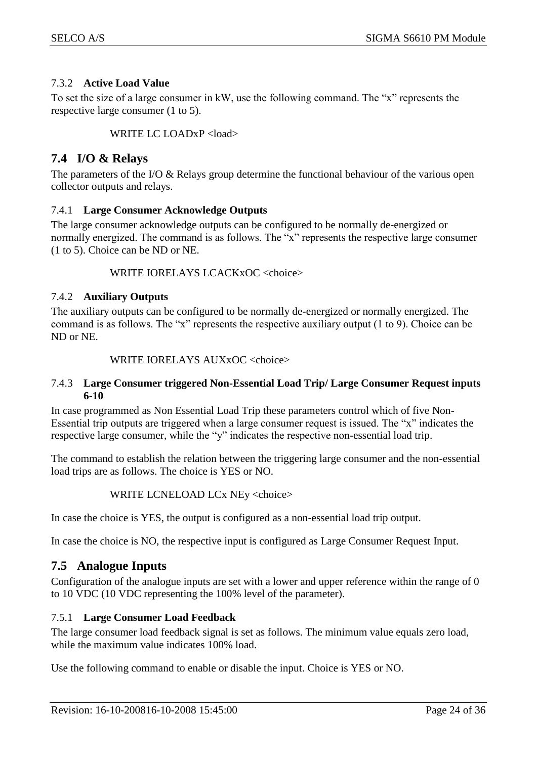### 7.3.2 Active Load Value

To set the size of a large consumer in kW, use the following command. The “x” represents the respective large consumer (1 to 5).

```
WRITE LC LOADxP <load>
```

## 7.4 I/O & Relays

The parameters of the I/O & Relays group determine the functional behaviour of the various open collector outputs and relays.

### 7.4.1 Large Consumer Acknowledge Outputs

The large consumer acknowledge outputs can be configured to be normally de-energized or normally energized. The command is as follows. The “x” represents the respective large consumer (1 to 5). Choice can be ND or NE.

```
WRITE IORELAYS LCACKxOC <choice>
```

### 7.4.2 Auxiliary Outputs

The auxiliary outputs can be configured to be normally de-energized or normally energized. The command is as follows. The “x” represents the respective auxiliary output (1 to 9). Choice can be ND or NE.

```
WRITE IORELAYS AUXxOC <choice>
```

### 7.4.3 Large Consumer triggered Non-Essential Load Trip/ Large Consumer Request inputs 6-10

In case programmed as Non Essential Load Trip these parameters control which of five Non-Essential trip outputs are triggered when a large consumer request is issued. The “x” indicates the respective large consumer, while the “y” indicates the respective non-essential load trip.

The command to establish the relation between the triggering large consumer and the non-essential load trips are as follows. The choice is YES or NO.

```
WRITE LCNELOAD LCx NEy <choice>
```

In case the choice is YES, the output is configured as a non-essential load trip output.

In case the choice is NO, the respective input is configured as Large Consumer Request Input.

## 7.5 Analogue Inputs

Configuration of the analogue inputs are set with a lower and upper reference within the range of 0 to 10 VDC (10 VDC representing the 100% level of the parameter).

### 7.5.1 Large Consumer Load Feedback

The large consumer load feedback signal is set as follows. The minimum value equals zero load, while the maximum value indicates 100% load.

Use the following command to enable or disable the input. Choice is YES or NO.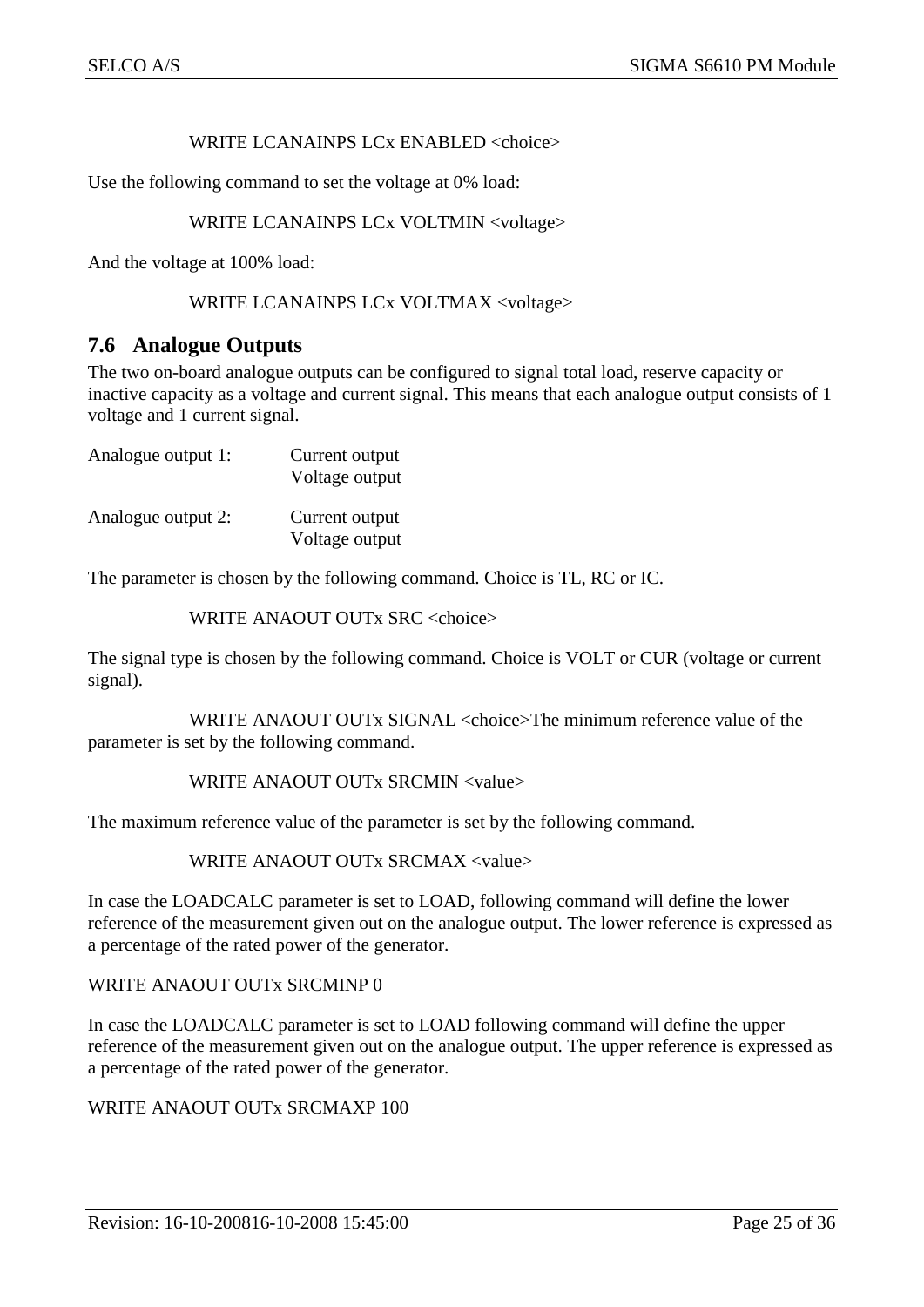WRITE LCANAINPS LCx ENABLED <choice>

Use the following command to set the voltage at 0% load:

WRITE LCANAINPS LCx VOLTMIN <voltage>

And the voltage at 100% load:

WRITE LCANAINPS LCx VOLTMAX <voltage>

## 7.6 Analogue Outputs

The two on-board analogue outputs can be configured to signal total load, reserve capacity or inactive capacity as a voltage and current signal. This means that each analogue output consists of 1 voltage and 1 current signal.

Analogue output 1: Current output
Voltage output

Analogue output 2: Current output
Voltage output

The parameter is chosen by the following command. Choice is TL, RC or IC.

WRITE ANAOUT OUTx SRC <choice>

The signal type is chosen by the following command. Choice is VOLT or CUR (voltage or current signal).

WRITE ANAOUT OUTx SIGNAL <choice>The minimum reference value of the parameter is set by the following command.

WRITE ANAOUT OUTx SRCMIN <value>

The maximum reference value of the parameter is set by the following command.

WRITE ANAOUT OUTx SRCMAX <value>

In case the LOADCALC parameter is set to LOAD, following command will define the lower reference of the measurement given out on the analogue output. The lower reference is expressed as a percentage of the rated power of the generator.

WRITE ANAOUT OUTx SRCMINP 0

In case the LOADCALC parameter is set to LOAD following command will define the upper reference of the measurement given out on the analogue output. The upper reference is expressed as a percentage of the rated power of the generator.

WRITE ANAOUT OUTx SRCMAXP 100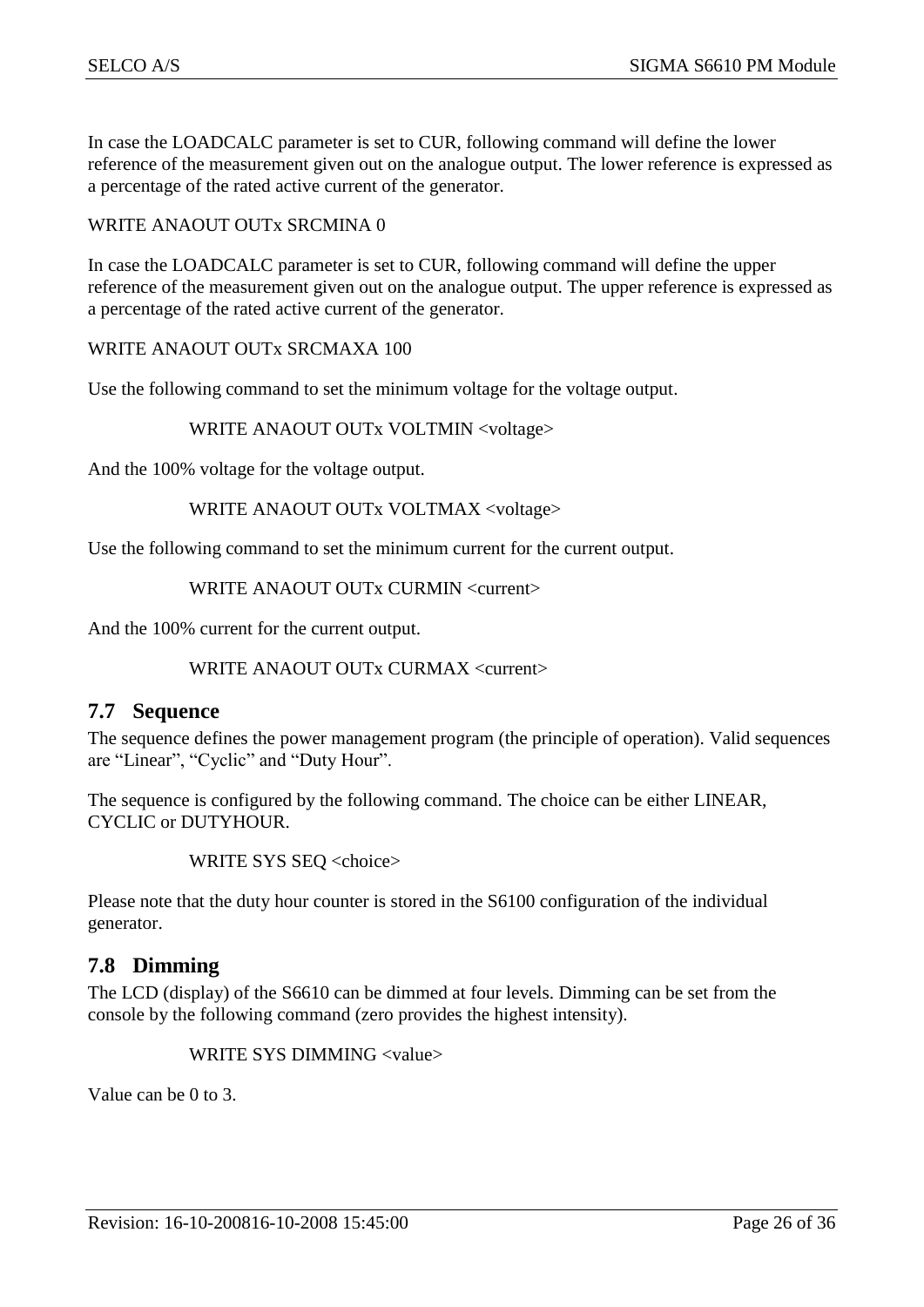In case the LOADCALC parameter is set to CUR, following command will define the lower reference of the measurement given out on the analogue output. The lower reference is expressed as a percentage of the rated active current of the generator.

WRITE ANAOUT OUTx SRCMINA 0

In case the LOADCALC parameter is set to CUR, following command will define the upper reference of the measurement given out on the analogue output. The upper reference is expressed as a percentage of the rated active current of the generator.

WRITE ANAOUT OUTx SRCMAXA 100

Use the following command to set the minimum voltage for the voltage output.

WRITE ANAOUT OUTx VOLTMIN <voltage>

And the 100% voltage for the voltage output.

WRITE ANAOUT OUTx VOLTMAX <voltage>

Use the following command to set the minimum current for the current output.

WRITE ANAOUT OUTx CURMIN <current>

And the 100% current for the current output.

WRITE ANAOUT OUTx CURMAX <current>

## 7.7 Sequence

The sequence defines the power management program (the principle of operation). Valid sequences are “Linear”, “Cyclic” and “Duty Hour”.

The sequence is configured by the following command. The choice can be either LINEAR, CYCLIC or DUTYHOUR.

WRITE SYS SEQ <choice>

Please note that the duty hour counter is stored in the S6100 configuration of the individual generator.

## 7.8 Dimming

The LCD (display) of the S6610 can be dimmed at four levels. Dimming can be set from the console by the following command (zero provides the highest intensity).

WRITE SYS DIMMING <value>

Value can be 0 to 3.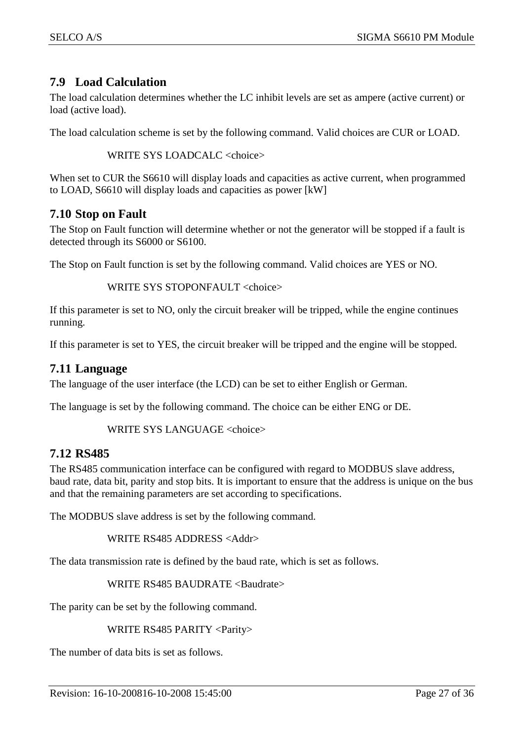## 7.9 Load Calculation

The load calculation determines whether the LC inhibit levels are set as ampere (active current) or load (active load).

The load calculation scheme is set by the following command. Valid choices are CUR or LOAD.

```
WRITE SYS LOADCALC <choice>
```

When set to CUR the S6610 will display loads and capacities as active current, when programmed to LOAD, S6610 will display loads and capacities as power [kW]

## 7.10 Stop on Fault

The Stop on Fault function will determine whether or not the generator will be stopped if a fault is detected through its S6000 or S6100.

The Stop on Fault function is set by the following command. Valid choices are YES or NO.

```
WRITE SYS STOPONFAULT <choice>
```

If this parameter is set to NO, only the circuit breaker will be tripped, while the engine continues running.

If this parameter is set to YES, the circuit breaker will be tripped and the engine will be stopped.

## 7.11 Language

The language of the user interface (the LCD) can be set to either English or German.

The language is set by the following command. The choice can be either ENG or DE.

```
WRITE SYS LANGUAGE <choice>
```

## 7.12 RS485

The RS485 communication interface can be configured with regard to MODBUS slave address, baud rate, data bit, parity and stop bits. It is important to ensure that the address is unique on the bus and that the remaining parameters are set according to specifications.

The MODBUS slave address is set by the following command.

```
WRITE RS485 ADDRESS <Addr>
```

The data transmission rate is defined by the baud rate, which is set as follows.

```
WRITE RS485 BAUDRATE <Baudrate>
```

The parity can be set by the following command.

```
WRITE RS485 PARITY <Parity>
```

The number of data bits is set as follows.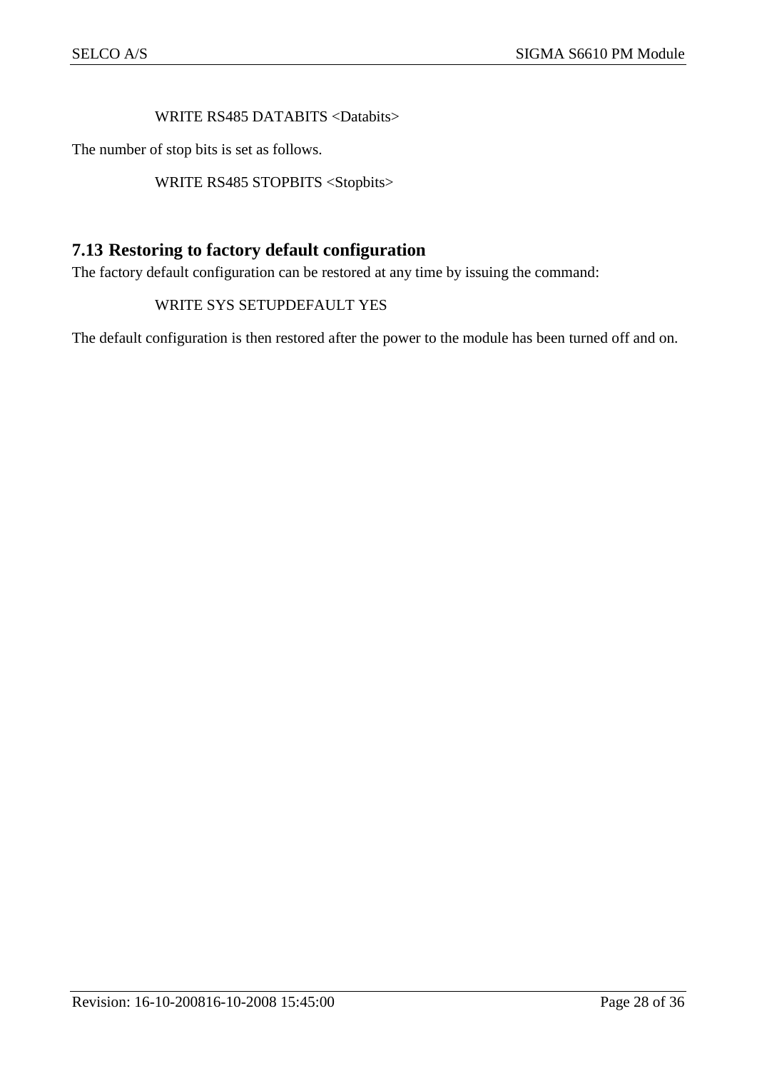WRITE RS485 DATABITS <Databits>

The number of stop bits is set as follows.

WRITE RS485 STOPBITS <Stopbits>

## 7.13 Restoring to factory default configuration

The factory default configuration can be restored at any time by issuing the command:

WRITE SYS SETUPDEFAULT YES

The default configuration is then restored after the power to the module has been turned off and on.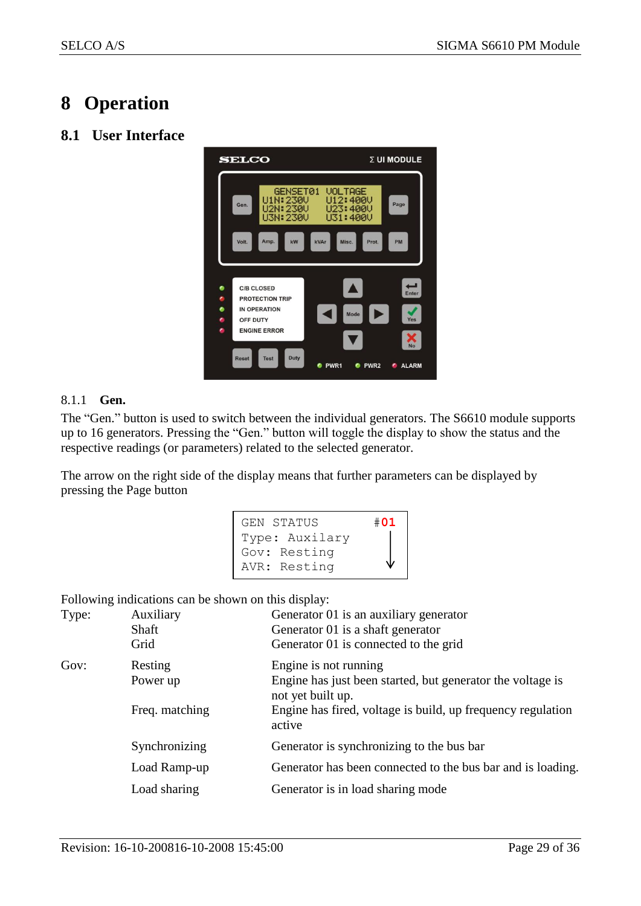# 8 Operation

## 8.1 User Interface

### 8.1.1 Gen.

The “Gen.” button is used to switch between the individual generators. The S6610 module supports up to 16 generators. Pressing the “Gen.” button will toggle the display to show the status and the respective readings (or parameters) related to the selected generator.

The arrow on the right side of the display means that further parameters can be displayed by pressing the Page button

```
GEN STATUS          #01
Type: Auxilary
Gov: Resting         ↓
AVR: Resting
```

Following indications can be shown on this display:

| | | |
|---|---|---|
| Type: | Auxiliary | Generator 01 is an auxiliary generator |
| | Shaft | Generator 01 is a shaft generator |
| | Grid | Generator 01 is connected to the grid |
| Gov: | Resting | Engine is not running |
| | Power up | Engine has just been started, but generator the voltage is not yet built up. |
| | Freq. matching | Engine has fired, voltage is build, up frequency regulation active |
| | Synchronizing | Generator is synchronizing to the bus bar |
| | Load Ramp-up | Generator has been connected to the bus bar and is loading. |
| | Load sharing | Generator is in load sharing mode |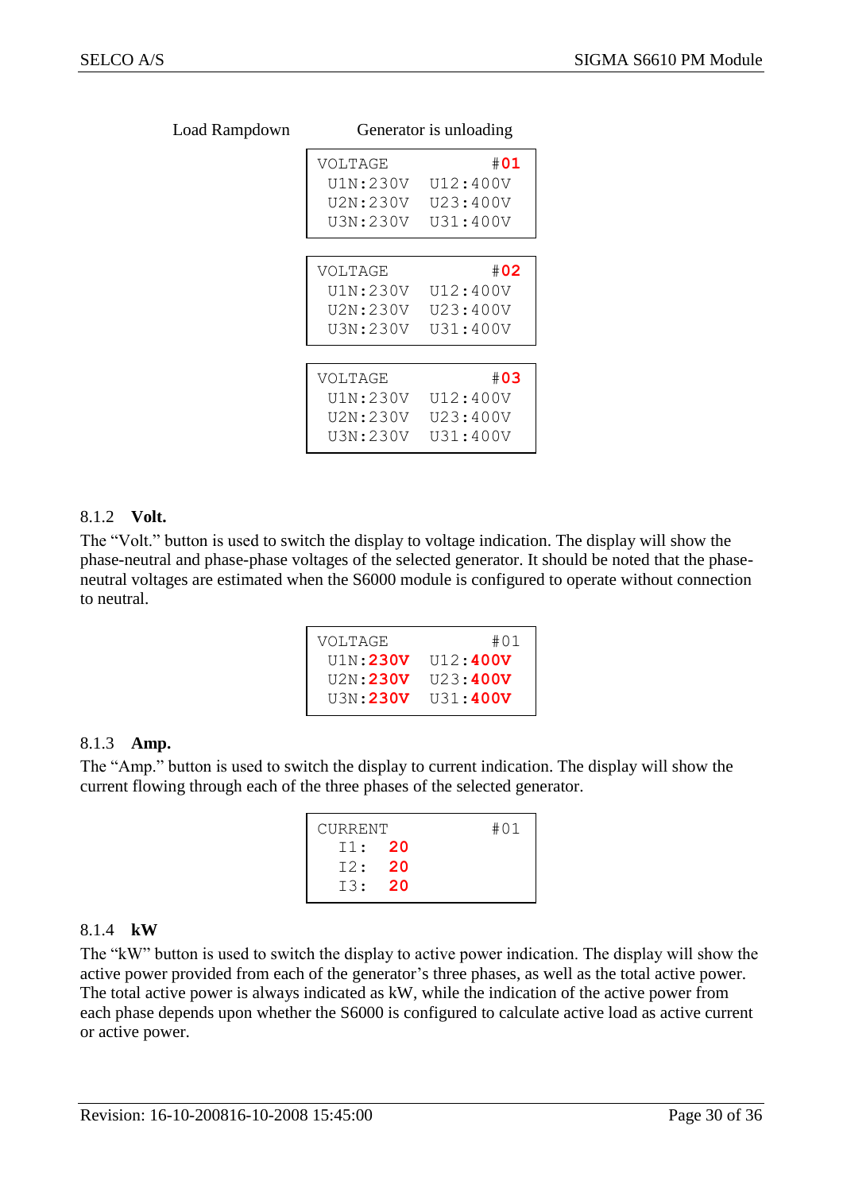Load Rampdown Generator is unloading

```
VOLTAGE              #01
  U1N:230V   U12:400V
  U2N:230V   U23:400V
  U3N:230V   U31:400V
```

```
VOLTAGE              #02
  U1N:230V   U12:400V
  U2N:230V   U23:400V
  U3N:230V   U31:400V
```

```
VOLTAGE              #03
  U1N:230V   U12:400V
  U2N:230V   U23:400V
  U3N:230V   U31:400V
```

### 8.1.2 Volt.

The “Volt.” button is used to switch the display to voltage indication. The display will show the phase-neutral and phase-phase voltages of the selected generator. It should be noted that the phase-neutral voltages are estimated when the S6000 module is configured to operate without connection to neutral.

```
VOLTAGE              #01
  U1N:230V   U12:400V
  U2N:230V   U23:400V
  U3N:230V   U31:400V
```

### 8.1.3 Amp.

The “Amp.” button is used to switch the display to current indication. The display will show the current flowing through each of the three phases of the selected generator.

```
CURRENT              #01
   I1:   20
   I2:   20
   I3:   20
```

### 8.1.4 kW

The “kW” button is used to switch the display to active power indication. The display will show the active power provided from each of the generator’s three phases, as well as the total active power. The total active power is always indicated as kW, while the indication of the active power from each phase depends upon whether the S6000 is configured to calculate active load as active current or active power.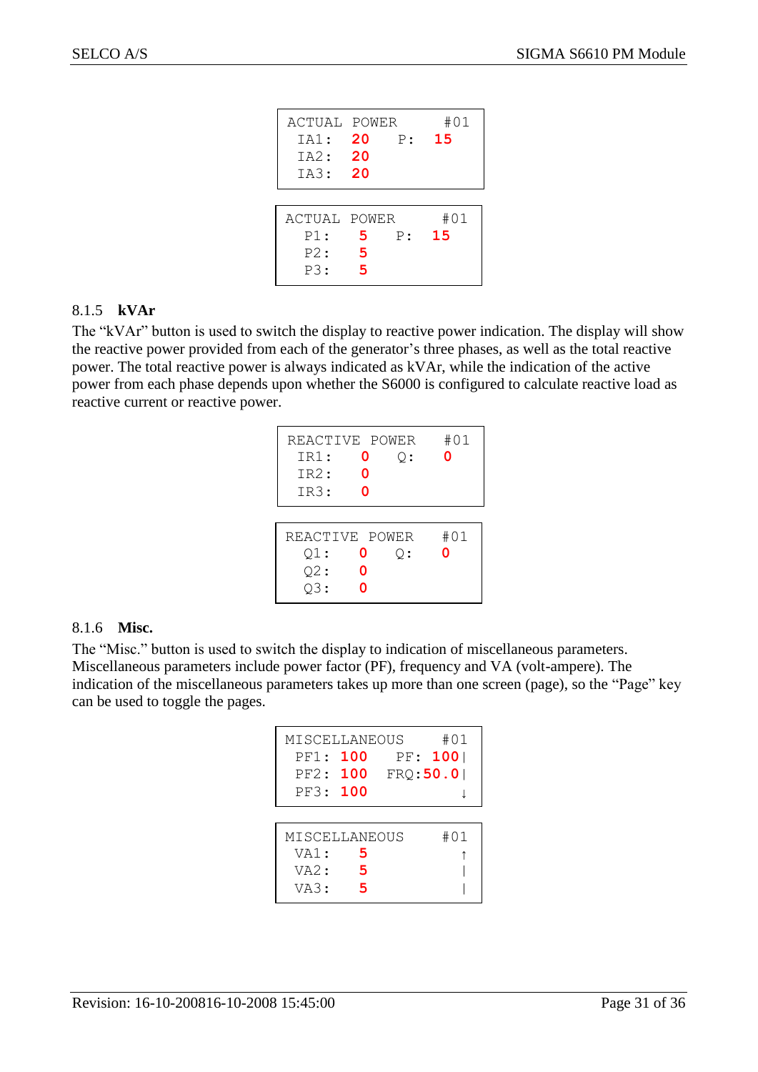```
ACTUAL POWER      #01
  IA1:  20   P:  15
  IA2:  20
  IA3:  20
```

```
ACTUAL POWER      #01
  P1:   5    P:  15
  P2:   5
  P3:   5
```

### 8.1.5 kVAr

The “kVAr” button is used to switch the display to reactive power indication. The display will show the reactive power provided from each of the generator’s three phases, as well as the total reactive power. The total reactive power is always indicated as kVAr, while the indication of the active power from each phase depends upon whether the S6000 is configured to calculate reactive load as reactive current or reactive power.

```
REACTIVE POWER    #01
  IR1:   0   Q:   0
  IR2:   0
  IR3:   0
```

```
REACTIVE POWER    #01
  Q1:    0   Q:   0
  Q2:    0
  Q3:    0
```

### 8.1.6 Misc.

The “Misc.” button is used to switch the display to indication of miscellaneous parameters. Miscellaneous parameters include power factor (PF), frequency and VA (volt-ampere). The indication of the miscellaneous parameters takes up more than one screen (page), so the “Page” key can be used to toggle the pages.

```
MISCELLANEOUS     #01
 PF1: 100   PF: 100|
 PF2: 100  FRQ:50.0|
 PF3: 100          ↓
```

```
MISCELLANEOUS     #01
 VA1:   5          ↑
 VA2:   5          |
 VA3:   5          |
```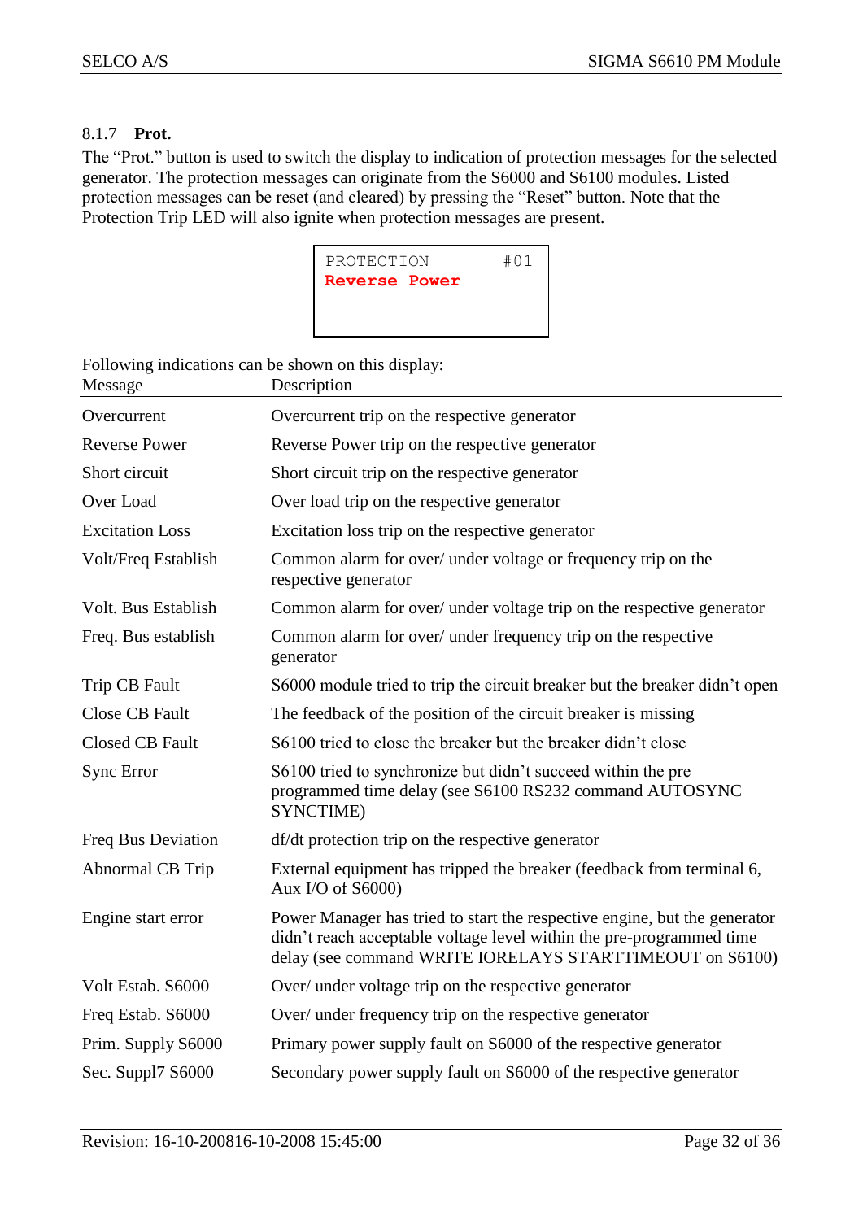### 8.1.7 Prot.

The “Prot.” button is used to switch the display to indication of protection messages for the selected generator. The protection messages can originate from the S6000 and S6100 modules. Listed protection messages can be reset (and cleared) by pressing the “Reset” button. Note that the Protection Trip LED will also ignite when protection messages are present.

```
PROTECTION       #01
Reverse Power
```

Following indications can be shown on this display:

| Message | Description |
|---|---|
| Overcurrent | Overcurrent trip on the respective generator |
| Reverse Power | Reverse Power trip on the respective generator |
| Short circuit | Short circuit trip on the respective generator |
| Over Load | Over load trip on the respective generator |
| Excitation Loss | Excitation loss trip on the respective generator |
| Volt/Freq Establish | Common alarm for over/ under voltage or frequency trip on the respective generator |
| Volt. Bus Establish | Common alarm for over/ under voltage trip on the respective generator |
| Freq. Bus establish | Common alarm for over/ under frequency trip on the respective generator |
| Trip CB Fault | S6000 module tried to trip the circuit breaker but the breaker didn’t open |
| Close CB Fault | The feedback of the position of the circuit breaker is missing |
| Closed CB Fault | S6100 tried to close the breaker but the breaker didn’t close |
| Sync Error | S6100 tried to synchronize but didn’t succeed within the pre programmed time delay (see S6100 RS232 command AUTOSYNC SYNCTIME) |
| Freq Bus Deviation | df/dt protection trip on the respective generator |
| Abnormal CB Trip | External equipment has tripped the breaker (feedback from terminal 6, Aux I/O of S6000) |
| Engine start error | Power Manager has tried to start the respective engine, but the generator didn’t reach acceptable voltage level within the pre-programmed time delay (see command WRITE IORELAYS STARTTIMEOUT on S6100) |
| Volt Estab. S6000 | Over/ under voltage trip on the respective generator |
| Freq Estab. S6000 | Over/ under frequency trip on the respective generator |
| Prim. Supply S6000 | Primary power supply fault on S6000 of the respective generator |
| Sec. Suppl7 S6000 | Secondary power supply fault on S6000 of the respective generator |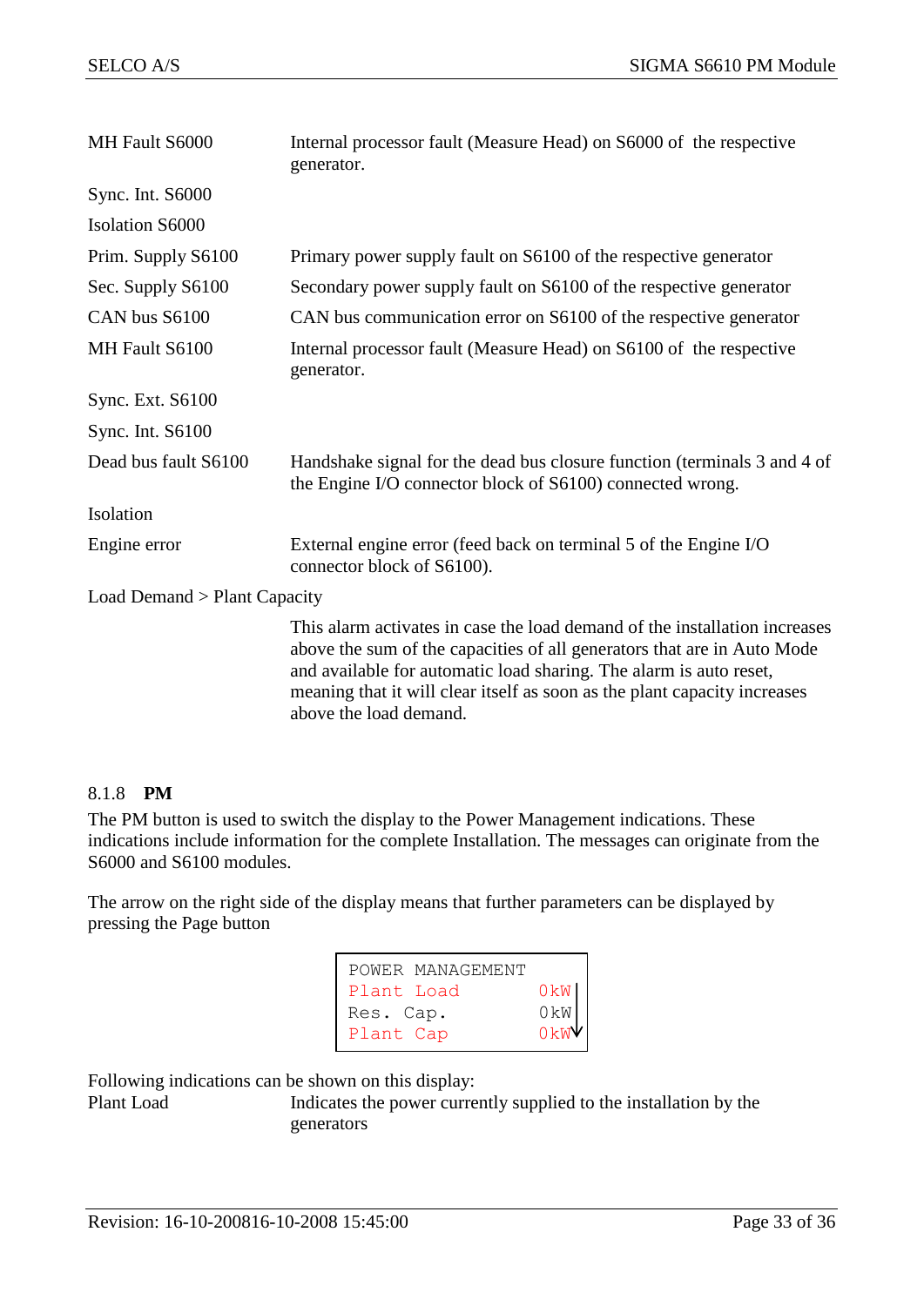| | |
|---|---|
| MH Fault S6000 | Internal processor fault (Measure Head) on S6000 of the respective generator. |
| Sync. Int. S6000 | |
| Isolation S6000 | |
| Prim. Supply S6100 | Primary power supply fault on S6100 of the respective generator |
| Sec. Supply S6100 | Secondary power supply fault on S6100 of the respective generator |
| CAN bus S6100 | CAN bus communication error on S6100 of the respective generator |
| MH Fault S6100 | Internal processor fault (Measure Head) on S6100 of the respective generator. |
| Sync. Ext. S6100 | |
| Sync. Int. S6100 | |
| Dead bus fault S6100 | Handshake signal for the dead bus closure function (terminals 3 and 4 of the Engine I/O connector block of S6100) connected wrong. |
| Isolation | |
| Engine error | External engine error (feed back on terminal 5 of the Engine I/O connector block of S6100). |

Load Demand > Plant Capacity

This alarm activates in case the load demand of the installation increases above the sum of the capacities of all generators that are in Auto Mode and available for automatic load sharing. The alarm is auto reset, meaning that it will clear itself as soon as the plant capacity increases above the load demand.

### 8.1.8 PM

The PM button is used to switch the display to the Power Management indications. These indications include information for the complete Installation. The messages can originate from the S6000 and S6100 modules.

The arrow on the right side of the display means that further parameters can be displayed by pressing the Page button

```
POWER MANAGEMENT
Plant Load      0kW
Res. Cap.       0kW
Plant Cap       0kW ↓
```

Following indications can be shown on this display:

| | |
|---|---|
| Plant Load | Indicates the power currently supplied to the installation by the generators |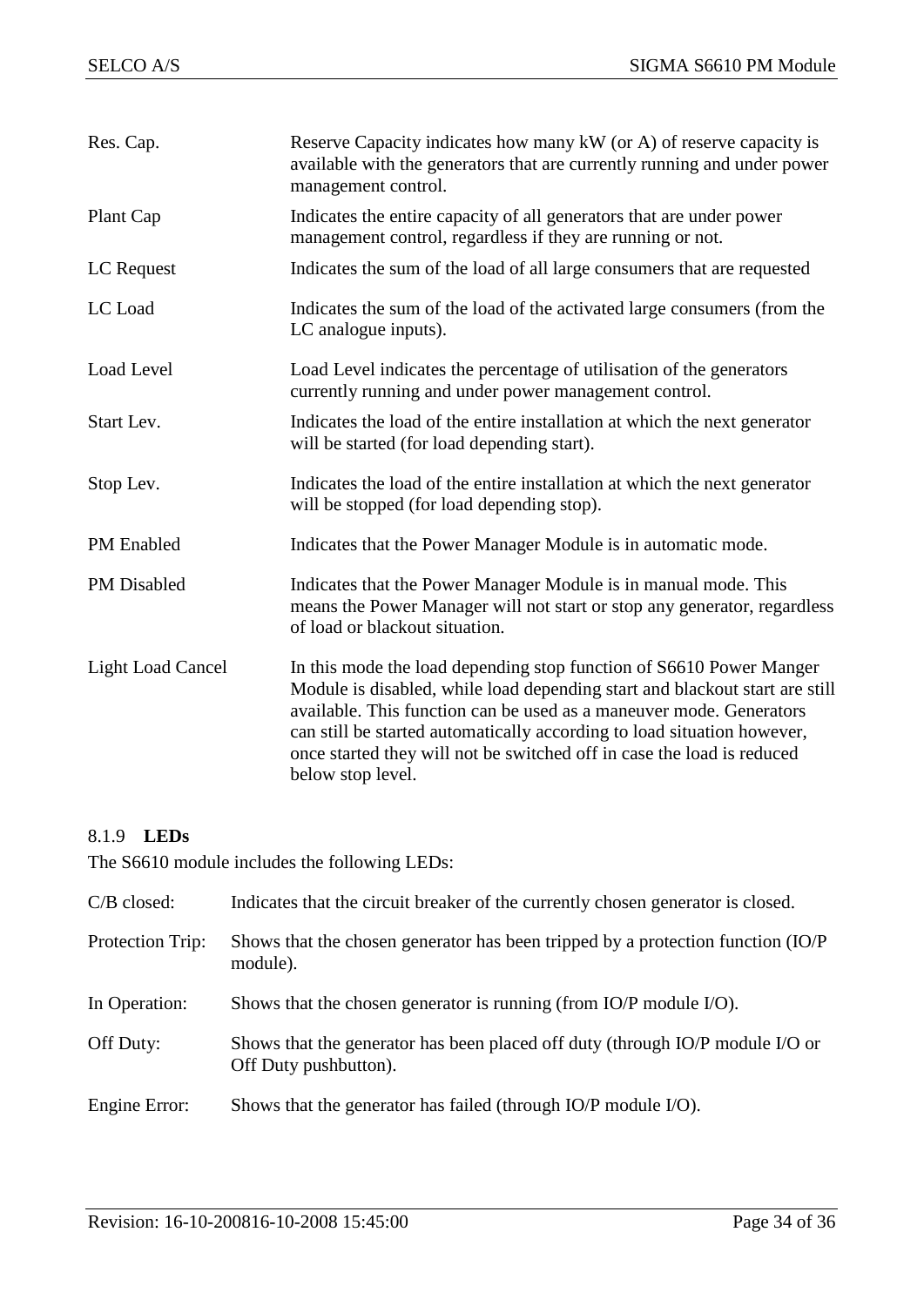| | |
|---|---|
| Res. Cap. | Reserve Capacity indicates how many kW (or A) of reserve capacity is available with the generators that are currently running and under power management control. |
| Plant Cap | Indicates the entire capacity of all generators that are under power management control, regardless if they are running or not. |
| LC Request | Indicates the sum of the load of all large consumers that are requested |
| LC Load | Indicates the sum of the load of the activated large consumers (from the LC analogue inputs). |
| Load Level | Load Level indicates the percentage of utilisation of the generators currently running and under power management control. |
| Start Lev. | Indicates the load of the entire installation at which the next generator will be started (for load depending start). |
| Stop Lev. | Indicates the load of the entire installation at which the next generator will be stopped (for load depending stop). |
| PM Enabled | Indicates that the Power Manager Module is in automatic mode. |
| PM Disabled | Indicates that the Power Manager Module is in manual mode. This means the Power Manager will not start or stop any generator, regardless of load or blackout situation. |
| Light Load Cancel | In this mode the load depending stop function of S6610 Power Manger Module is disabled, while load depending start and blackout start are still available. This function can be used as a maneuver mode. Generators can still be started automatically according to load situation however, once started they will not be switched off in case the load is reduced below stop level. |

### 8.1.9 **LEDs**

The S6610 module includes the following LEDs:

| | |
|---|---|
| C/B closed: | Indicates that the circuit breaker of the currently chosen generator is closed. |
| Protection Trip: | Shows that the chosen generator has been tripped by a protection function (IO/P module). |
| In Operation: | Shows that the chosen generator is running (from IO/P module I/O). |
| Off Duty: | Shows that the generator has been placed off duty (through IO/P module I/O or Off Duty pushbutton). |
| Engine Error: | Shows that the generator has failed (through IO/P module I/O). |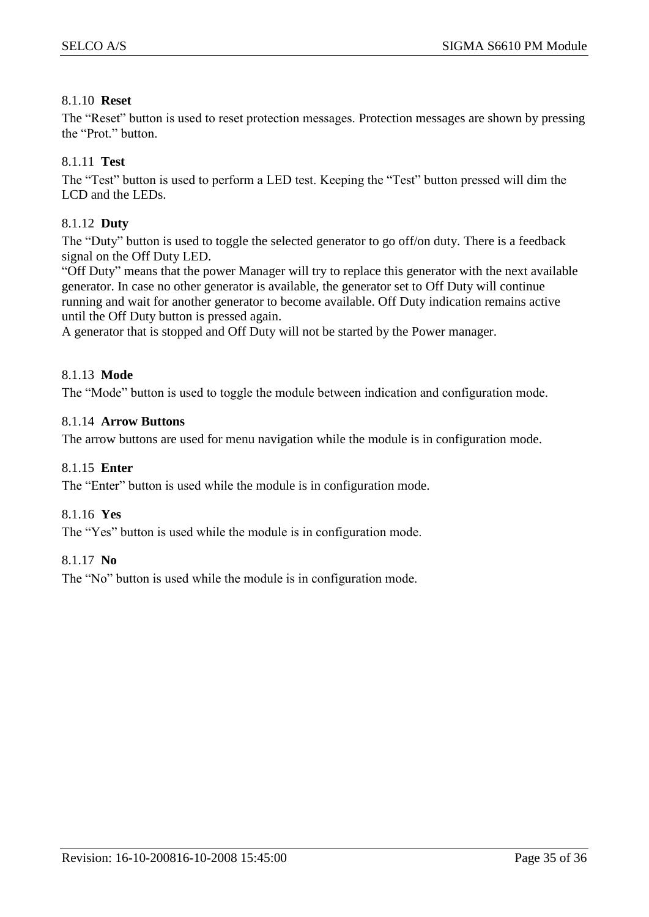#### 8.1.10 **Reset**

The “Reset” button is used to reset protection messages. Protection messages are shown by pressing the “Prot.” button.

#### 8.1.11 **Test**

The “Test” button is used to perform a LED test. Keeping the “Test” button pressed will dim the LCD and the LEDs.

#### 8.1.12 **Duty**

The “Duty” button is used to toggle the selected generator to go off/on duty. There is a feedback signal on the Off Duty LED.
“Off Duty” means that the power Manager will try to replace this generator with the next available generator. In case no other generator is available, the generator set to Off Duty will continue running and wait for another generator to become available. Off Duty indication remains active until the Off Duty button is pressed again.
A generator that is stopped and Off Duty will not be started by the Power manager.

#### 8.1.13 **Mode**

The “Mode” button is used to toggle the module between indication and configuration mode.

#### 8.1.14 **Arrow Buttons**

The arrow buttons are used for menu navigation while the module is in configuration mode.

#### 8.1.15 **Enter**

The “Enter” button is used while the module is in configuration mode.

#### 8.1.16 **Yes**

The “Yes” button is used while the module is in configuration mode.

#### 8.1.17 **No**

The “No” button is used while the module is in configuration mode.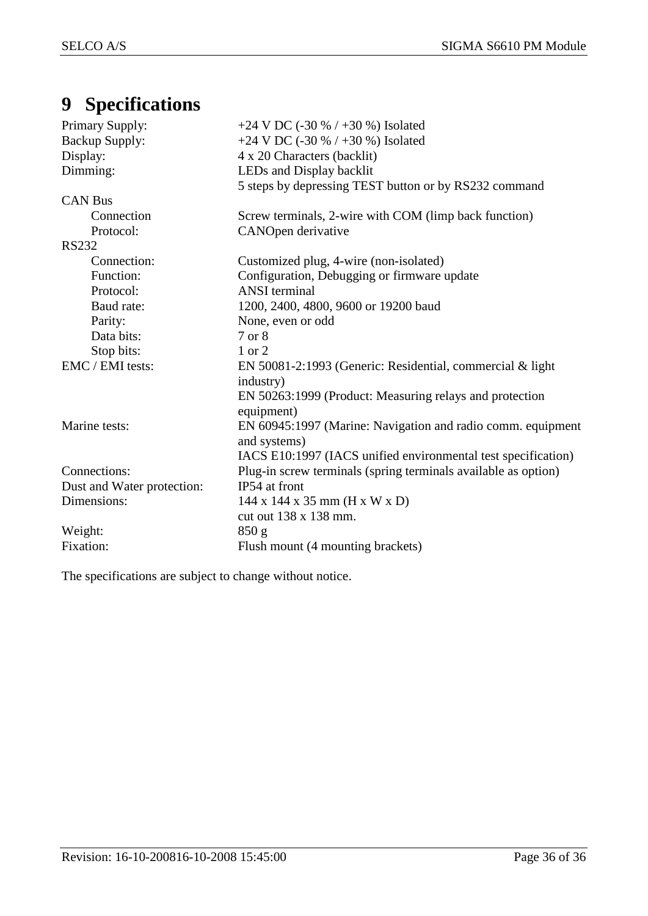# 9 Specifications

| | |
|---|---|
| Primary Supply: | +24 V DC (-30 % / +30 %) Isolated |
| Backup Supply: | +24 V DC (-30 % / +30 %) Isolated |
| Display: | 4 x 20 Characters (backlit) |
| Dimming: | LEDs and Display backlit<br>5 steps by depressing TEST button or by RS232 command |
| CAN Bus | |
| Connection | Screw terminals, 2-wire with COM (limp back function) |
| Protocol: | CANOpen derivative |
| RS232 | |
| Connection: | Customized plug, 4-wire (non-isolated) |
| Function: | Configuration, Debugging or firmware update |
| Protocol: | ANSI terminal |
| Baud rate: | 1200, 2400, 4800, 9600 or 19200 baud |
| Parity: | None, even or odd |
| Data bits: | 7 or 8 |
| Stop bits: | 1 or 2 |
| EMC / EMI tests: | EN 50081-2:1993 (Generic: Residential, commercial & light industry)<br>EN 50263:1999 (Product: Measuring relays and protection equipment) |
| Marine tests: | EN 60945:1997 (Marine: Navigation and radio comm. equipment and systems)<br>IACS E10:1997 (IACS unified environmental test specification) |
| Connections: | Plug-in screw terminals (spring terminals available as option) |
| Dust and Water protection: | IP54 at front |
| Dimensions: | 144 x 144 x 35 mm (H x W x D)<br>cut out 138 x 138 mm. |
| Weight: | 850 g |
| Fixation: | Flush mount (4 mounting brackets) |

The specifications are subject to change without notice.